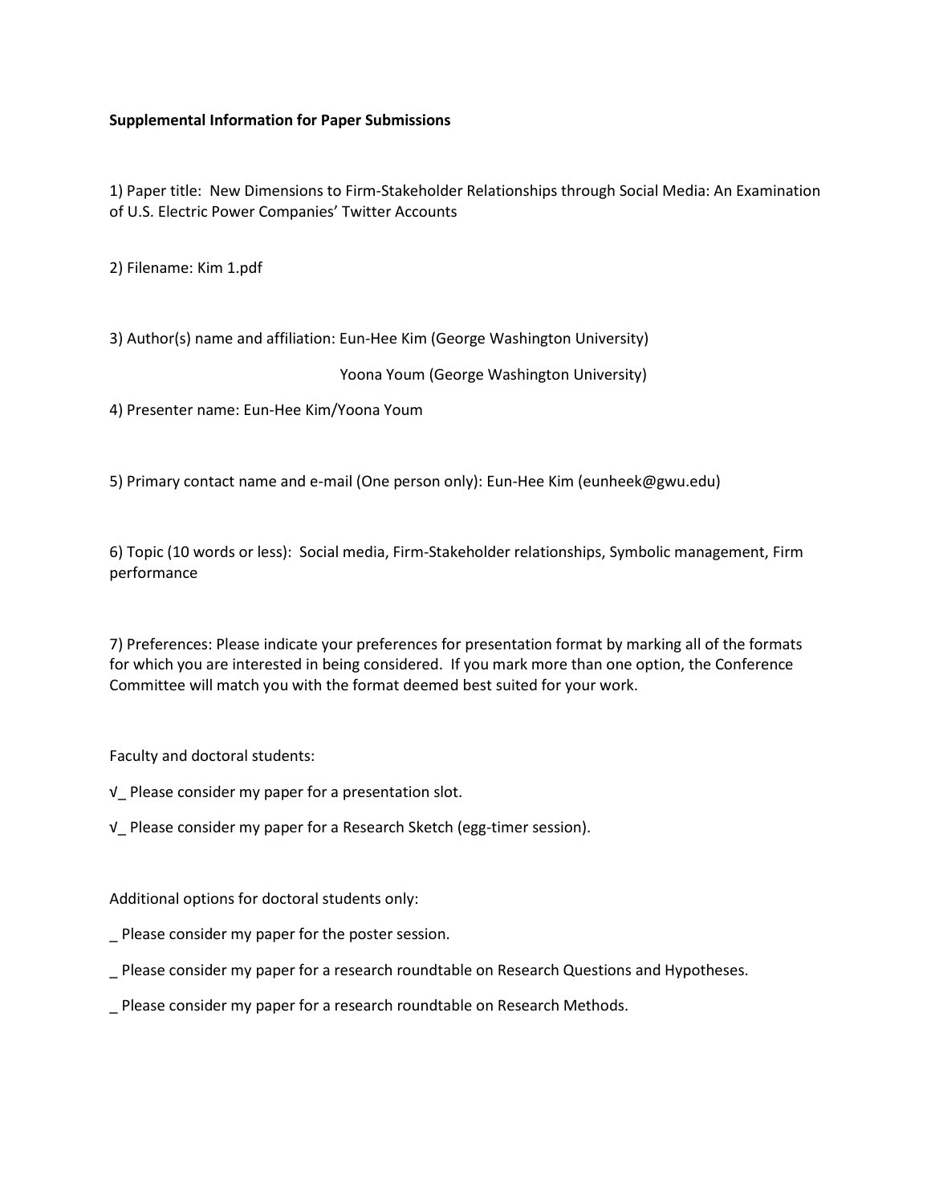**Supplemental Information for Paper Submissions**

1) Paper title: New Dimensions to Firm-Stakeholder Relationships through Social Media: An Examination of U.S. Electric Power Companies' Twitter Accounts

2) Filename: Kim 1.pdf

3) Author(s) name and affiliation: Eun-Hee Kim (George Washington University)

Yoona Youm (George Washington University)

4) Presenter name: Eun-Hee Kim/Yoona Youm

5) Primary contact name and e-mail (One person only): Eun-Hee Kim (eunheek@gwu.edu)

6) Topic (10 words or less): Social media, Firm-Stakeholder relationships, Symbolic management, Firm performance

7) Preferences: Please indicate your preferences for presentation format by marking all of the formats for which you are interested in being considered. If you mark more than one option, the Conference Committee will match you with the format deemed best suited for your work.

Faculty and doctoral students:

√_ Please consider my paper for a presentation slot.

√_ Please consider my paper for a Research Sketch (egg-timer session).

Additional options for doctoral students only:

_ Please consider my paper for the poster session.

_ Please consider my paper for a research roundtable on Research Questions and Hypotheses.

_ Please consider my paper for a research roundtable on Research Methods.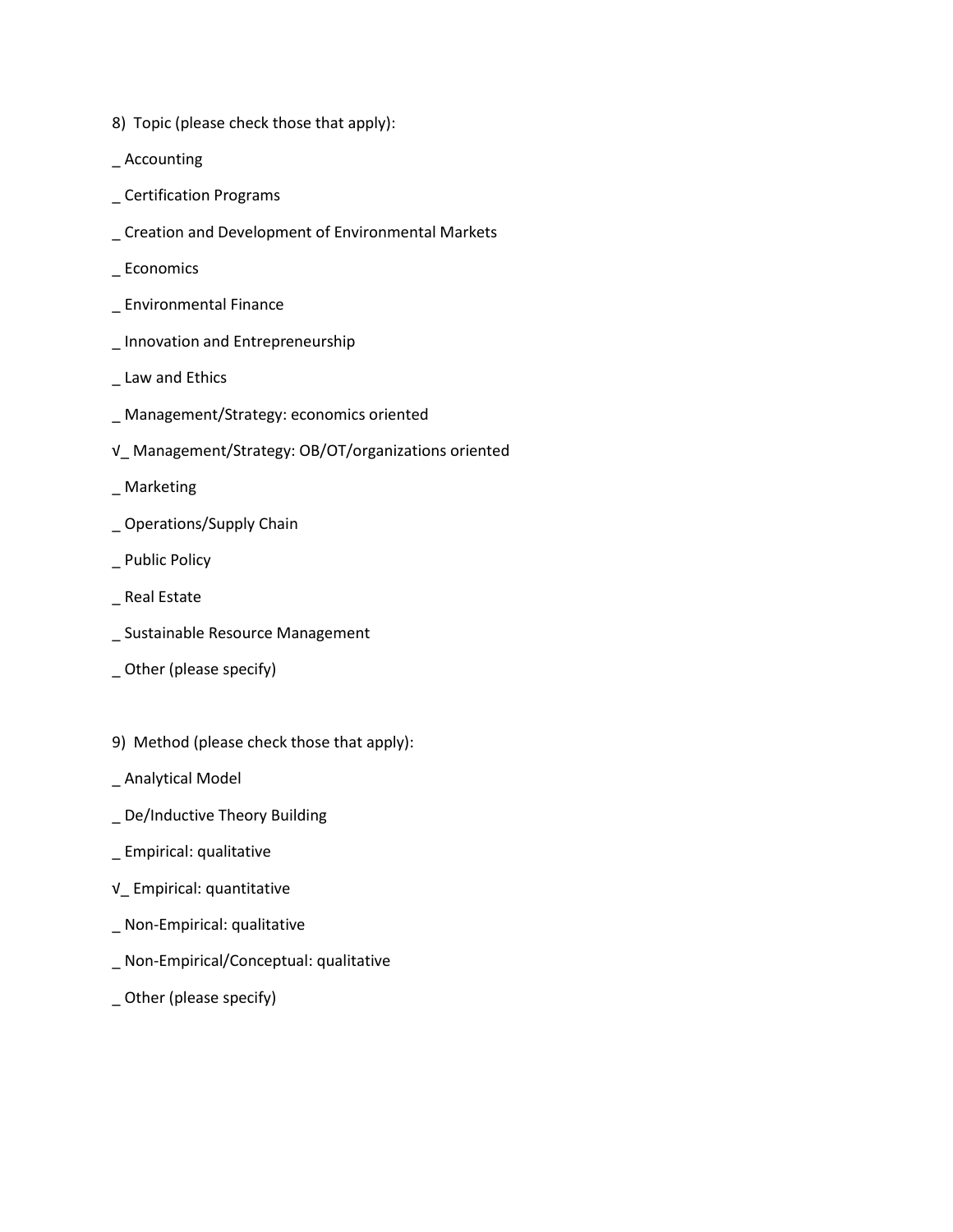8) Topic (please check those that apply):

_ Accounting

_ Certification Programs

_ Creation and Development of Environmental Markets

_ Economics

_ Environmental Finance

_ Innovation and Entrepreneurship

_ Law and Ethics

_ Management/Strategy: economics oriented

√_ Management/Strategy: OB/OT/organizations oriented

_ Marketing

_ Operations/Supply Chain

_ Public Policy

_ Real Estate

_ Sustainable Resource Management

_ Other (please specify)

9) Method (please check those that apply):

_ Analytical Model

_ De/Inductive Theory Building

_ Empirical: qualitative

√_ Empirical: quantitative

_ Non-Empirical: qualitative

_ Non-Empirical/Conceptual: qualitative

_ Other (please specify)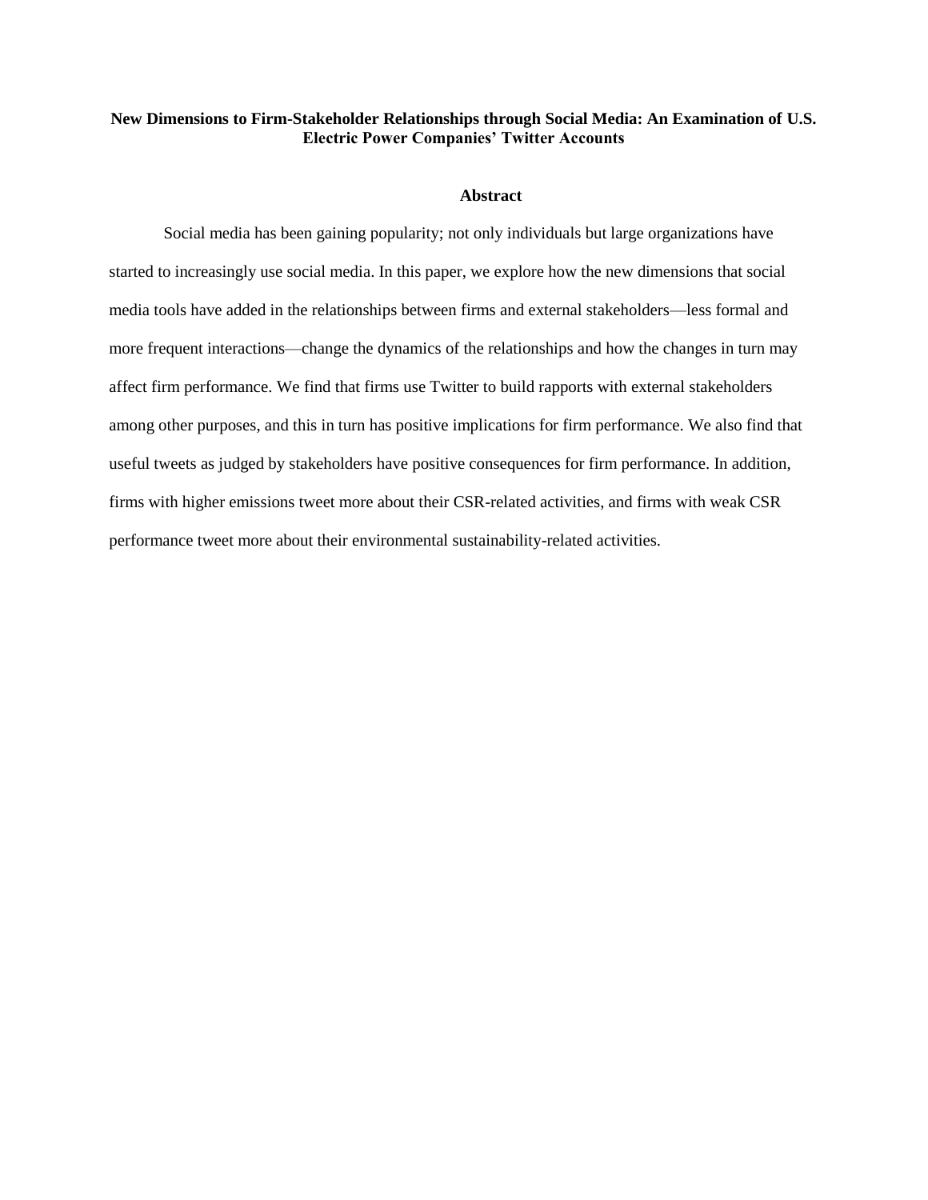# New Dimensions to Firm-Stakeholder Relationships through Social Media: An Examination of U.S. Electric Power Companies' Twitter Accounts

## Abstract

Social media has been gaining popularity; not only individuals but large organizations have started to increasingly use social media. In this paper, we explore how the new dimensions that social media tools have added in the relationships between firms and external stakeholders—less formal and more frequent interactions—change the dynamics of the relationships and how the changes in turn may affect firm performance. We find that firms use Twitter to build rapports with external stakeholders among other purposes, and this in turn has positive implications for firm performance. We also find that useful tweets as judged by stakeholders have positive consequences for firm performance. In addition, firms with higher emissions tweet more about their CSR-related activities, and firms with weak CSR performance tweet more about their environmental sustainability-related activities.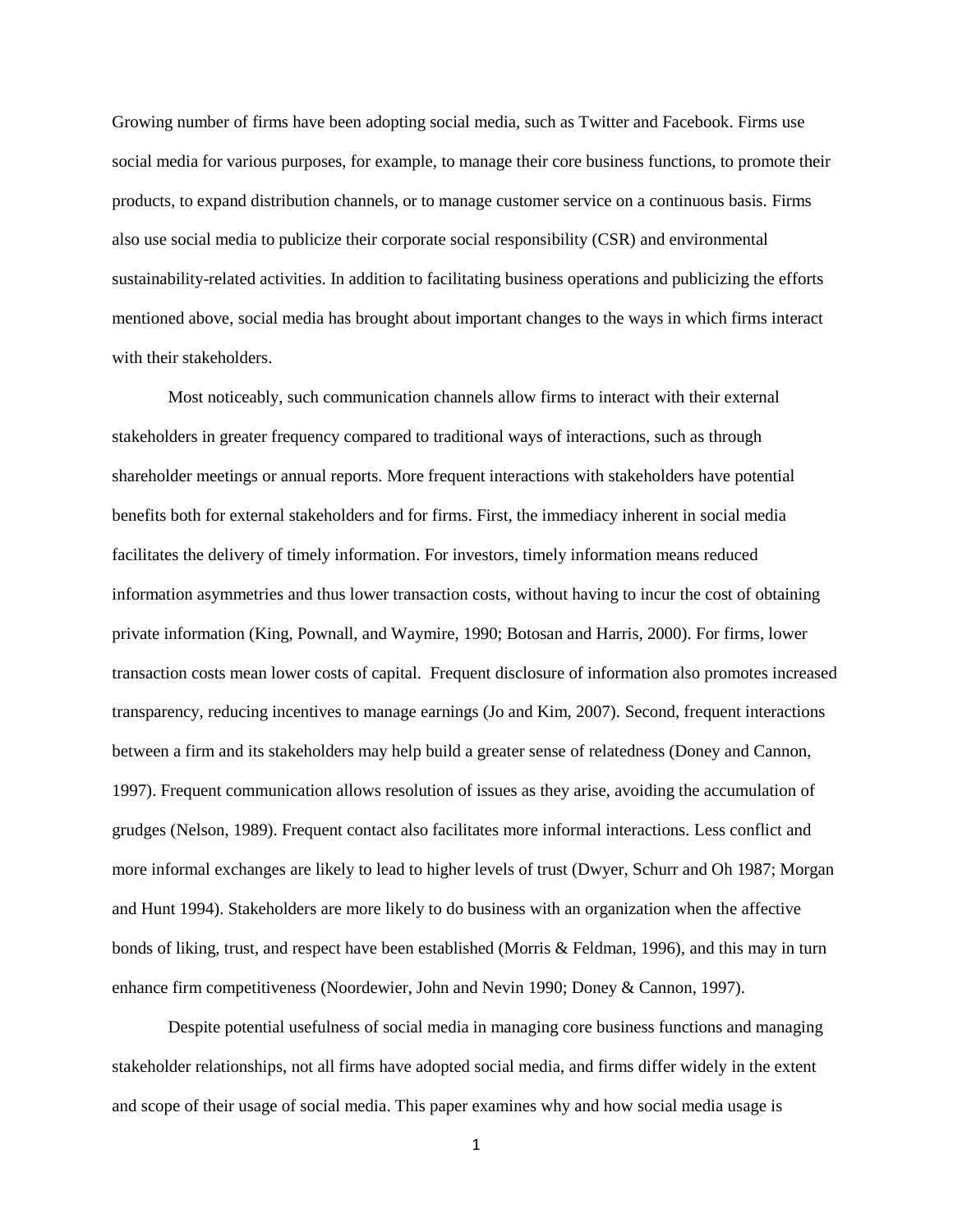Growing number of firms have been adopting social media, such as Twitter and Facebook. Firms use social media for various purposes, for example, to manage their core business functions, to promote their products, to expand distribution channels, or to manage customer service on a continuous basis. Firms also use social media to publicize their corporate social responsibility (CSR) and environmental sustainability-related activities. In addition to facilitating business operations and publicizing the efforts mentioned above, social media has brought about important changes to the ways in which firms interact with their stakeholders.

Most noticeably, such communication channels allow firms to interact with their external stakeholders in greater frequency compared to traditional ways of interactions, such as through shareholder meetings or annual reports. More frequent interactions with stakeholders have potential benefits both for external stakeholders and for firms. First, the immediacy inherent in social media facilitates the delivery of timely information. For investors, timely information means reduced information asymmetries and thus lower transaction costs, without having to incur the cost of obtaining private information (King, Pownall, and Waymire, 1990; Botosan and Harris, 2000). For firms, lower transaction costs mean lower costs of capital. Frequent disclosure of information also promotes increased transparency, reducing incentives to manage earnings (Jo and Kim, 2007). Second, frequent interactions between a firm and its stakeholders may help build a greater sense of relatedness (Doney and Cannon, 1997). Frequent communication allows resolution of issues as they arise, avoiding the accumulation of grudges (Nelson, 1989). Frequent contact also facilitates more informal interactions. Less conflict and more informal exchanges are likely to lead to higher levels of trust (Dwyer, Schurr and Oh 1987; Morgan and Hunt 1994). Stakeholders are more likely to do business with an organization when the affective bonds of liking, trust, and respect have been established (Morris & Feldman, 1996), and this may in turn enhance firm competitiveness (Noordewier, John and Nevin 1990; Doney & Cannon, 1997).

Despite potential usefulness of social media in managing core business functions and managing stakeholder relationships, not all firms have adopted social media, and firms differ widely in the extent and scope of their usage of social media. This paper examines why and how social media usage is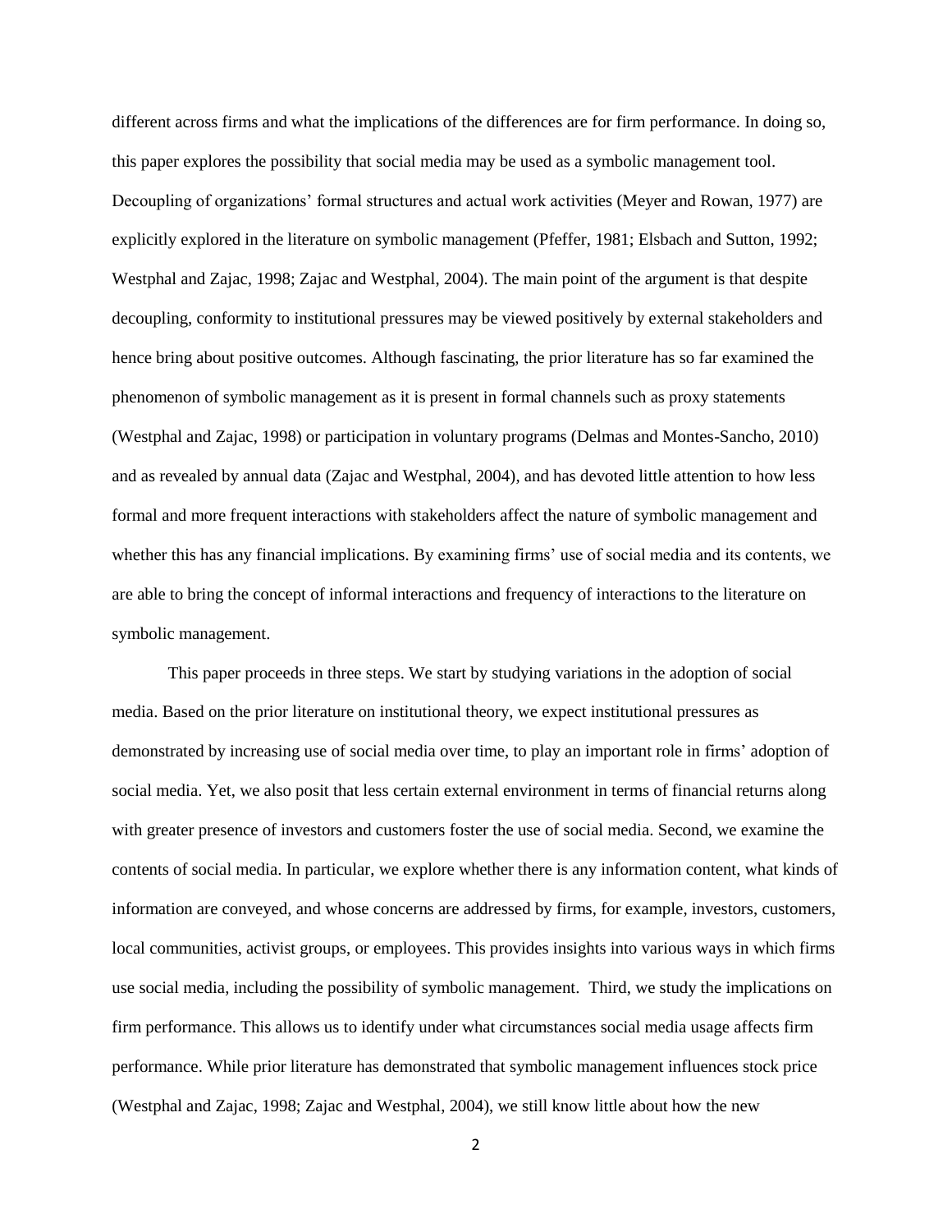different across firms and what the implications of the differences are for firm performance. In doing so, this paper explores the possibility that social media may be used as a symbolic management tool. Decoupling of organizations' formal structures and actual work activities (Meyer and Rowan, 1977) are explicitly explored in the literature on symbolic management (Pfeffer, 1981; Elsbach and Sutton, 1992; Westphal and Zajac, 1998; Zajac and Westphal, 2004). The main point of the argument is that despite decoupling, conformity to institutional pressures may be viewed positively by external stakeholders and hence bring about positive outcomes. Although fascinating, the prior literature has so far examined the phenomenon of symbolic management as it is present in formal channels such as proxy statements (Westphal and Zajac, 1998) or participation in voluntary programs (Delmas and Montes-Sancho, 2010) and as revealed by annual data (Zajac and Westphal, 2004), and has devoted little attention to how less formal and more frequent interactions with stakeholders affect the nature of symbolic management and whether this has any financial implications. By examining firms' use of social media and its contents, we are able to bring the concept of informal interactions and frequency of interactions to the literature on symbolic management.

This paper proceeds in three steps. We start by studying variations in the adoption of social media. Based on the prior literature on institutional theory, we expect institutional pressures as demonstrated by increasing use of social media over time, to play an important role in firms' adoption of social media. Yet, we also posit that less certain external environment in terms of financial returns along with greater presence of investors and customers foster the use of social media. Second, we examine the contents of social media. In particular, we explore whether there is any information content, what kinds of information are conveyed, and whose concerns are addressed by firms, for example, investors, customers, local communities, activist groups, or employees. This provides insights into various ways in which firms use social media, including the possibility of symbolic management. Third, we study the implications on firm performance. This allows us to identify under what circumstances social media usage affects firm performance. While prior literature has demonstrated that symbolic management influences stock price (Westphal and Zajac, 1998; Zajac and Westphal, 2004), we still know little about how the new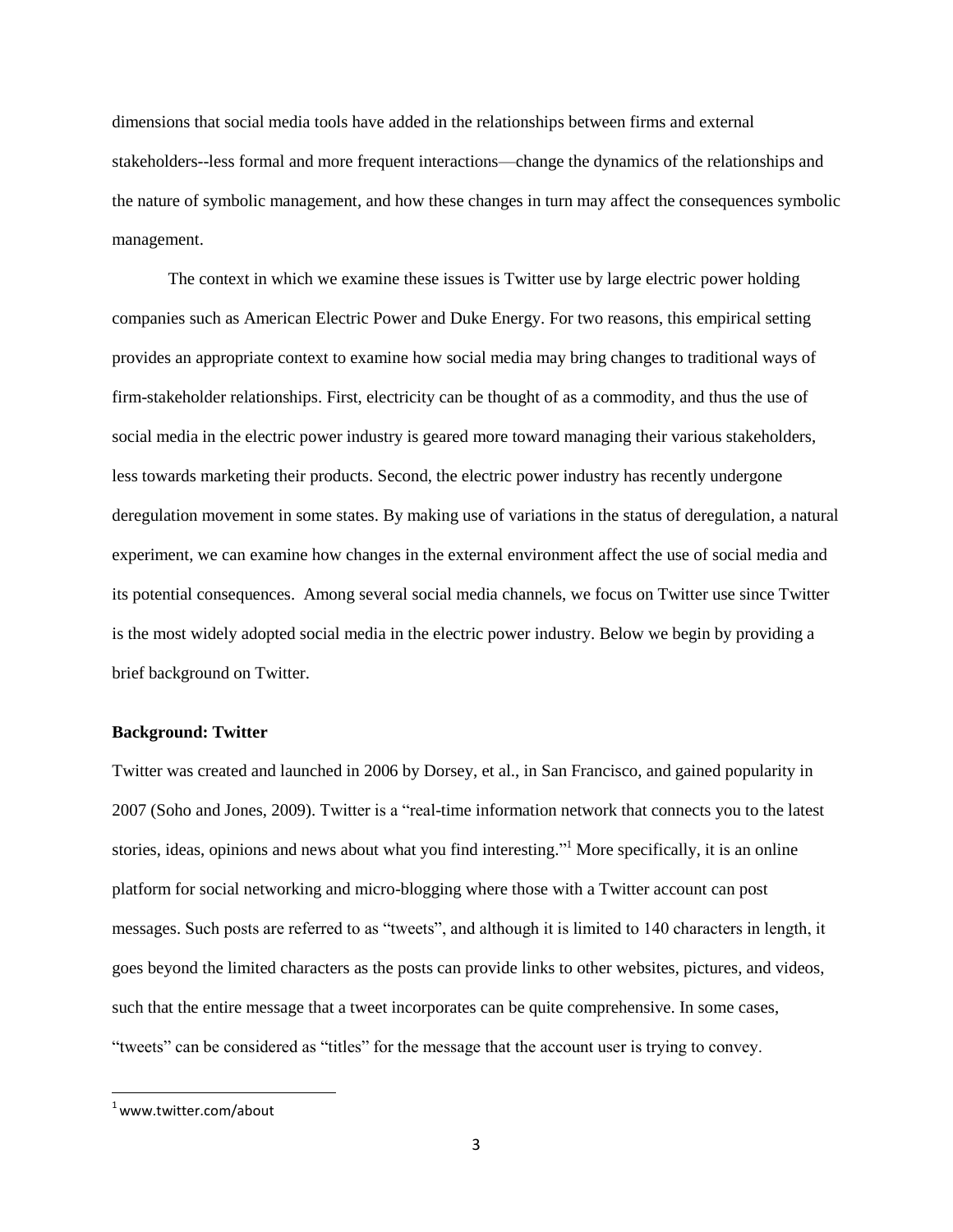dimensions that social media tools have added in the relationships between firms and external stakeholders--less formal and more frequent interactions—change the dynamics of the relationships and the nature of symbolic management, and how these changes in turn may affect the consequences symbolic management.

The context in which we examine these issues is Twitter use by large electric power holding companies such as American Electric Power and Duke Energy. For two reasons, this empirical setting provides an appropriate context to examine how social media may bring changes to traditional ways of firm-stakeholder relationships. First, electricity can be thought of as a commodity, and thus the use of social media in the electric power industry is geared more toward managing their various stakeholders, less towards marketing their products. Second, the electric power industry has recently undergone deregulation movement in some states. By making use of variations in the status of deregulation, a natural experiment, we can examine how changes in the external environment affect the use of social media and its potential consequences. Among several social media channels, we focus on Twitter use since Twitter is the most widely adopted social media in the electric power industry. Below we begin by providing a brief background on Twitter.

**Background: Twitter**

Twitter was created and launched in 2006 by Dorsey, et al., in San Francisco, and gained popularity in 2007 (Soho and Jones, 2009). Twitter is a "real-time information network that connects you to the latest stories, ideas, opinions and news about what you find interesting."[1] More specifically, it is an online platform for social networking and micro-blogging where those with a Twitter account can post messages. Such posts are referred to as "tweets", and although it is limited to 140 characters in length, it goes beyond the limited characters as the posts can provide links to other websites, pictures, and videos, such that the entire message that a tweet incorporates can be quite comprehensive. In some cases, "tweets" can be considered as "titles" for the message that the account user is trying to convey.

[1] www.twitter.com/about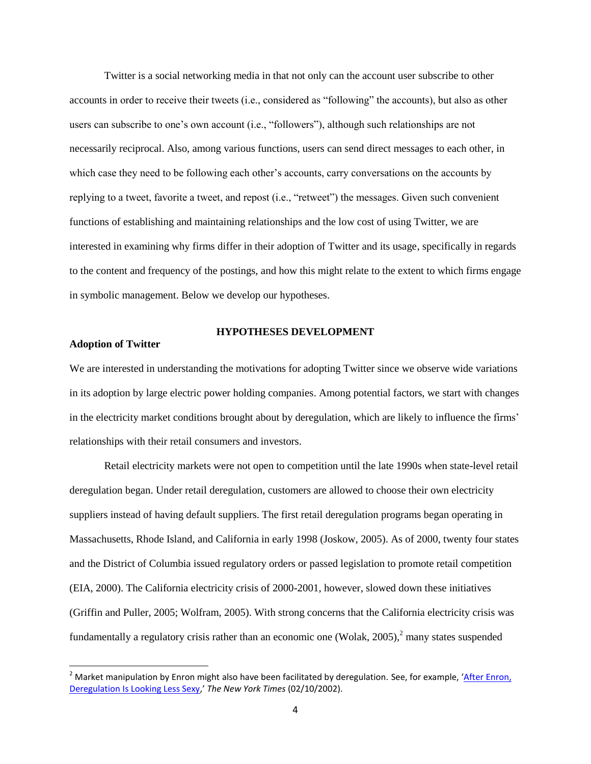Twitter is a social networking media in that not only can the account user subscribe to other accounts in order to receive their tweets (i.e., considered as "following" the accounts), but also as other users can subscribe to one's own account (i.e., "followers"), although such relationships are not necessarily reciprocal. Also, among various functions, users can send direct messages to each other, in which case they need to be following each other's accounts, carry conversations on the accounts by replying to a tweet, favorite a tweet, and repost (i.e., "retweet") the messages. Given such convenient functions of establishing and maintaining relationships and the low cost of using Twitter, we are interested in examining why firms differ in their adoption of Twitter and its usage, specifically in regards to the content and frequency of the postings, and how this might relate to the extent to which firms engage in symbolic management. Below we develop our hypotheses.

## HYPOTHESES DEVELOPMENT

### Adoption of Twitter

We are interested in understanding the motivations for adopting Twitter since we observe wide variations in its adoption by large electric power holding companies. Among potential factors, we start with changes in the electricity market conditions brought about by deregulation, which are likely to influence the firms' relationships with their retail consumers and investors.

Retail electricity markets were not open to competition until the late 1990s when state-level retail deregulation began. Under retail deregulation, customers are allowed to choose their own electricity suppliers instead of having default suppliers. The first retail deregulation programs began operating in Massachusetts, Rhode Island, and California in early 1998 (Joskow, 2005). As of 2000, twenty four states and the District of Columbia issued regulatory orders or passed legislation to promote retail competition (EIA, 2000). The California electricity crisis of 2000-2001, however, slowed down these initiatives (Griffin and Puller, 2005; Wolfram, 2005). With strong concerns that the California electricity crisis was fundamentally a regulatory crisis rather than an economic one (Wolak, 2005),[2] many states suspended

[2] Market manipulation by Enron might also have been facilitated by deregulation. See, for example, 'After Enron, Deregulation Is Looking Less Sexy,' *The New York Times* (02/10/2002).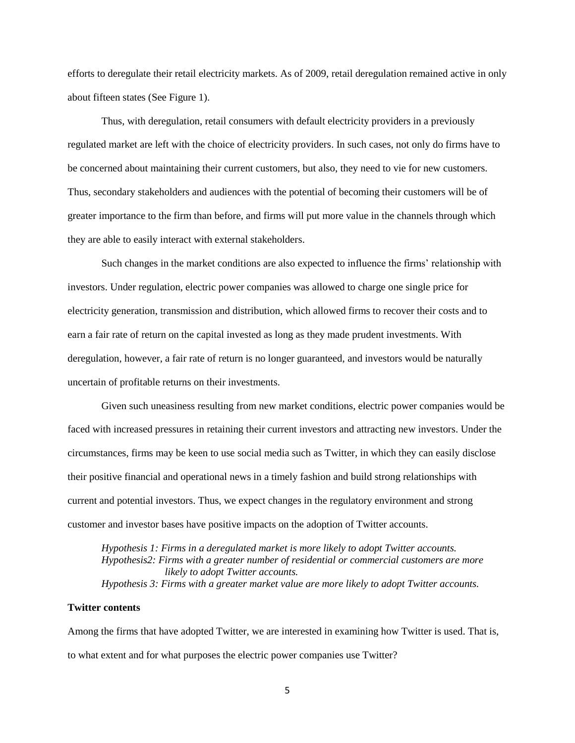efforts to deregulate their retail electricity markets. As of 2009, retail deregulation remained active in only about fifteen states (See Figure 1).

Thus, with deregulation, retail consumers with default electricity providers in a previously regulated market are left with the choice of electricity providers. In such cases, not only do firms have to be concerned about maintaining their current customers, but also, they need to vie for new customers. Thus, secondary stakeholders and audiences with the potential of becoming their customers will be of greater importance to the firm than before, and firms will put more value in the channels through which they are able to easily interact with external stakeholders.

Such changes in the market conditions are also expected to influence the firms' relationship with investors. Under regulation, electric power companies was allowed to charge one single price for electricity generation, transmission and distribution, which allowed firms to recover their costs and to earn a fair rate of return on the capital invested as long as they made prudent investments. With deregulation, however, a fair rate of return is no longer guaranteed, and investors would be naturally uncertain of profitable returns on their investments.

Given such uneasiness resulting from new market conditions, electric power companies would be faced with increased pressures in retaining their current investors and attracting new investors. Under the circumstances, firms may be keen to use social media such as Twitter, in which they can easily disclose their positive financial and operational news in a timely fashion and build strong relationships with current and potential investors. Thus, we expect changes in the regulatory environment and strong customer and investor bases have positive impacts on the adoption of Twitter accounts.

*Hypothesis 1: Firms in a deregulated market is more likely to adopt Twitter accounts.*
*Hypothesis2: Firms with a greater number of residential or commercial customers are more likely to adopt Twitter accounts.*
*Hypothesis 3: Firms with a greater market value are more likely to adopt Twitter accounts.*

**Twitter contents**

Among the firms that have adopted Twitter, we are interested in examining how Twitter is used. That is, to what extent and for what purposes the electric power companies use Twitter?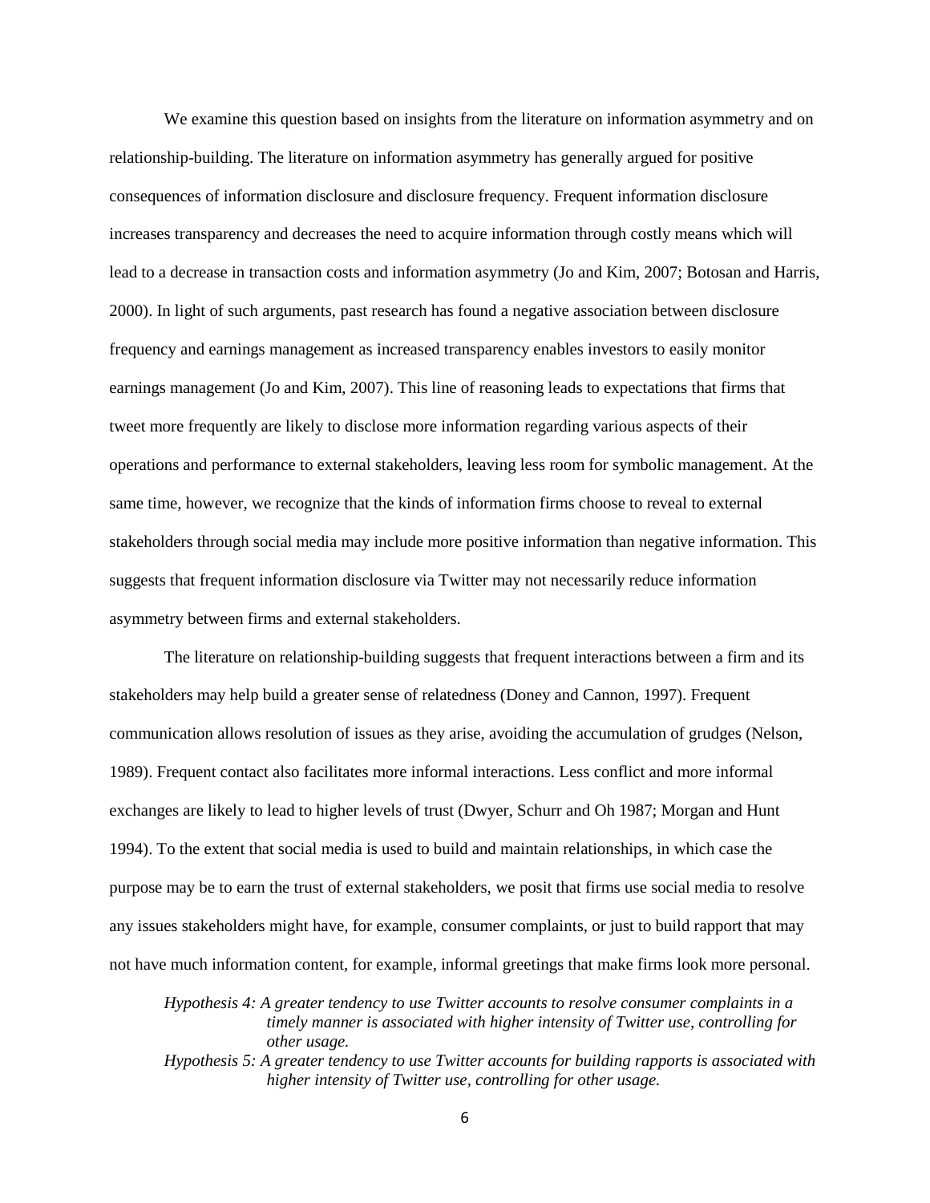We examine this question based on insights from the literature on information asymmetry and on relationship-building. The literature on information asymmetry has generally argued for positive consequences of information disclosure and disclosure frequency. Frequent information disclosure increases transparency and decreases the need to acquire information through costly means which will lead to a decrease in transaction costs and information asymmetry (Jo and Kim, 2007; Botosan and Harris, 2000). In light of such arguments, past research has found a negative association between disclosure frequency and earnings management as increased transparency enables investors to easily monitor earnings management (Jo and Kim, 2007). This line of reasoning leads to expectations that firms that tweet more frequently are likely to disclose more information regarding various aspects of their operations and performance to external stakeholders, leaving less room for symbolic management. At the same time, however, we recognize that the kinds of information firms choose to reveal to external stakeholders through social media may include more positive information than negative information. This suggests that frequent information disclosure via Twitter may not necessarily reduce information asymmetry between firms and external stakeholders.

The literature on relationship-building suggests that frequent interactions between a firm and its stakeholders may help build a greater sense of relatedness (Doney and Cannon, 1997). Frequent communication allows resolution of issues as they arise, avoiding the accumulation of grudges (Nelson, 1989). Frequent contact also facilitates more informal interactions. Less conflict and more informal exchanges are likely to lead to higher levels of trust (Dwyer, Schurr and Oh 1987; Morgan and Hunt 1994). To the extent that social media is used to build and maintain relationships, in which case the purpose may be to earn the trust of external stakeholders, we posit that firms use social media to resolve any issues stakeholders might have, for example, consumer complaints, or just to build rapport that may not have much information content, for example, informal greetings that make firms look more personal.

*Hypothesis 4: A greater tendency to use Twitter accounts to resolve consumer complaints in a timely manner is associated with higher intensity of Twitter use, controlling for other usage.*

*Hypothesis 5: A greater tendency to use Twitter accounts for building rapports is associated with higher intensity of Twitter use, controlling for other usage.*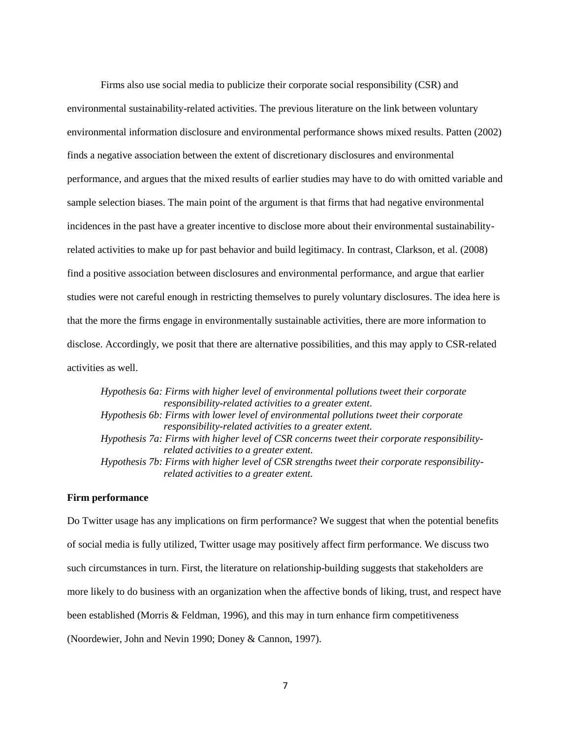Firms also use social media to publicize their corporate social responsibility (CSR) and environmental sustainability-related activities. The previous literature on the link between voluntary environmental information disclosure and environmental performance shows mixed results. Patten (2002) finds a negative association between the extent of discretionary disclosures and environmental performance, and argues that the mixed results of earlier studies may have to do with omitted variable and sample selection biases. The main point of the argument is that firms that had negative environmental incidences in the past have a greater incentive to disclose more about their environmental sustainability-related activities to make up for past behavior and build legitimacy. In contrast, Clarkson, et al. (2008) find a positive association between disclosures and environmental performance, and argue that earlier studies were not careful enough in restricting themselves to purely voluntary disclosures. The idea here is that the more the firms engage in environmentally sustainable activities, there are more information to disclose. Accordingly, we posit that there are alternative possibilities, and this may apply to CSR-related activities as well.

*Hypothesis 6a: Firms with higher level of environmental pollutions tweet their corporate responsibility-related activities to a greater extent.*

*Hypothesis 6b: Firms with lower level of environmental pollutions tweet their corporate responsibility-related activities to a greater extent.*

*Hypothesis 7a: Firms with higher level of CSR concerns tweet their corporate responsibility-related activities to a greater extent.*

*Hypothesis 7b: Firms with higher level of CSR strengths tweet their corporate responsibility-related activities to a greater extent.*

**Firm performance**

Do Twitter usage has any implications on firm performance? We suggest that when the potential benefits of social media is fully utilized, Twitter usage may positively affect firm performance. We discuss two such circumstances in turn. First, the literature on relationship-building suggests that stakeholders are more likely to do business with an organization when the affective bonds of liking, trust, and respect have been established (Morris & Feldman, 1996), and this may in turn enhance firm competitiveness (Noordewier, John and Nevin 1990; Doney & Cannon, 1997).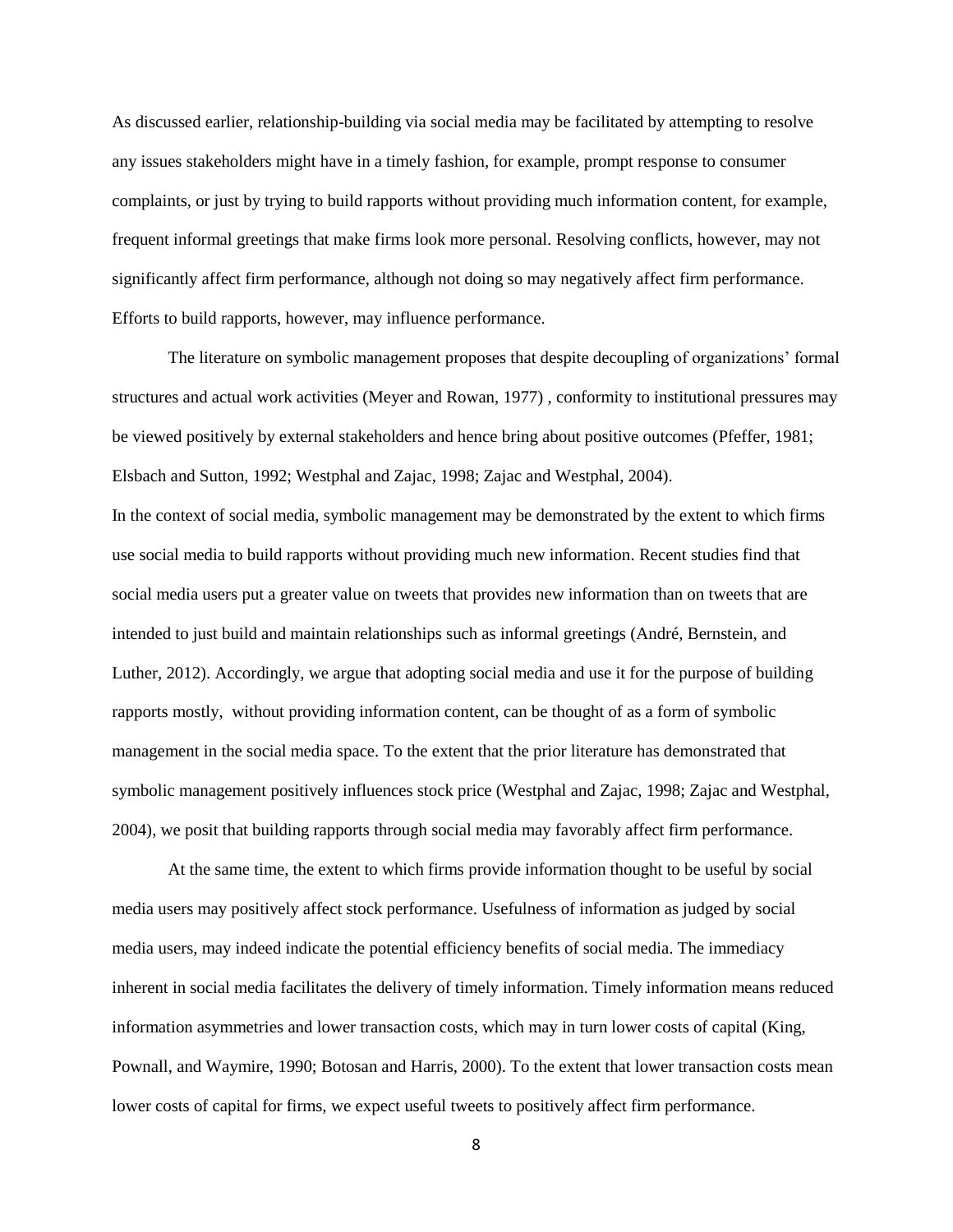As discussed earlier, relationship-building via social media may be facilitated by attempting to resolve any issues stakeholders might have in a timely fashion, for example, prompt response to consumer complaints, or just by trying to build rapports without providing much information content, for example, frequent informal greetings that make firms look more personal. Resolving conflicts, however, may not significantly affect firm performance, although not doing so may negatively affect firm performance. Efforts to build rapports, however, may influence performance.

The literature on symbolic management proposes that despite decoupling of organizations' formal structures and actual work activities (Meyer and Rowan, 1977) , conformity to institutional pressures may be viewed positively by external stakeholders and hence bring about positive outcomes (Pfeffer, 1981; Elsbach and Sutton, 1992; Westphal and Zajac, 1998; Zajac and Westphal, 2004).

In the context of social media, symbolic management may be demonstrated by the extent to which firms use social media to build rapports without providing much new information. Recent studies find that social media users put a greater value on tweets that provides new information than on tweets that are intended to just build and maintain relationships such as informal greetings (André, Bernstein, and Luther, 2012). Accordingly, we argue that adopting social media and use it for the purpose of building rapports mostly, without providing information content, can be thought of as a form of symbolic management in the social media space. To the extent that the prior literature has demonstrated that symbolic management positively influences stock price (Westphal and Zajac, 1998; Zajac and Westphal, 2004), we posit that building rapports through social media may favorably affect firm performance.

At the same time, the extent to which firms provide information thought to be useful by social media users may positively affect stock performance. Usefulness of information as judged by social media users, may indeed indicate the potential efficiency benefits of social media. The immediacy inherent in social media facilitates the delivery of timely information. Timely information means reduced information asymmetries and lower transaction costs, which may in turn lower costs of capital (King, Pownall, and Waymire, 1990; Botosan and Harris, 2000). To the extent that lower transaction costs mean lower costs of capital for firms, we expect useful tweets to positively affect firm performance.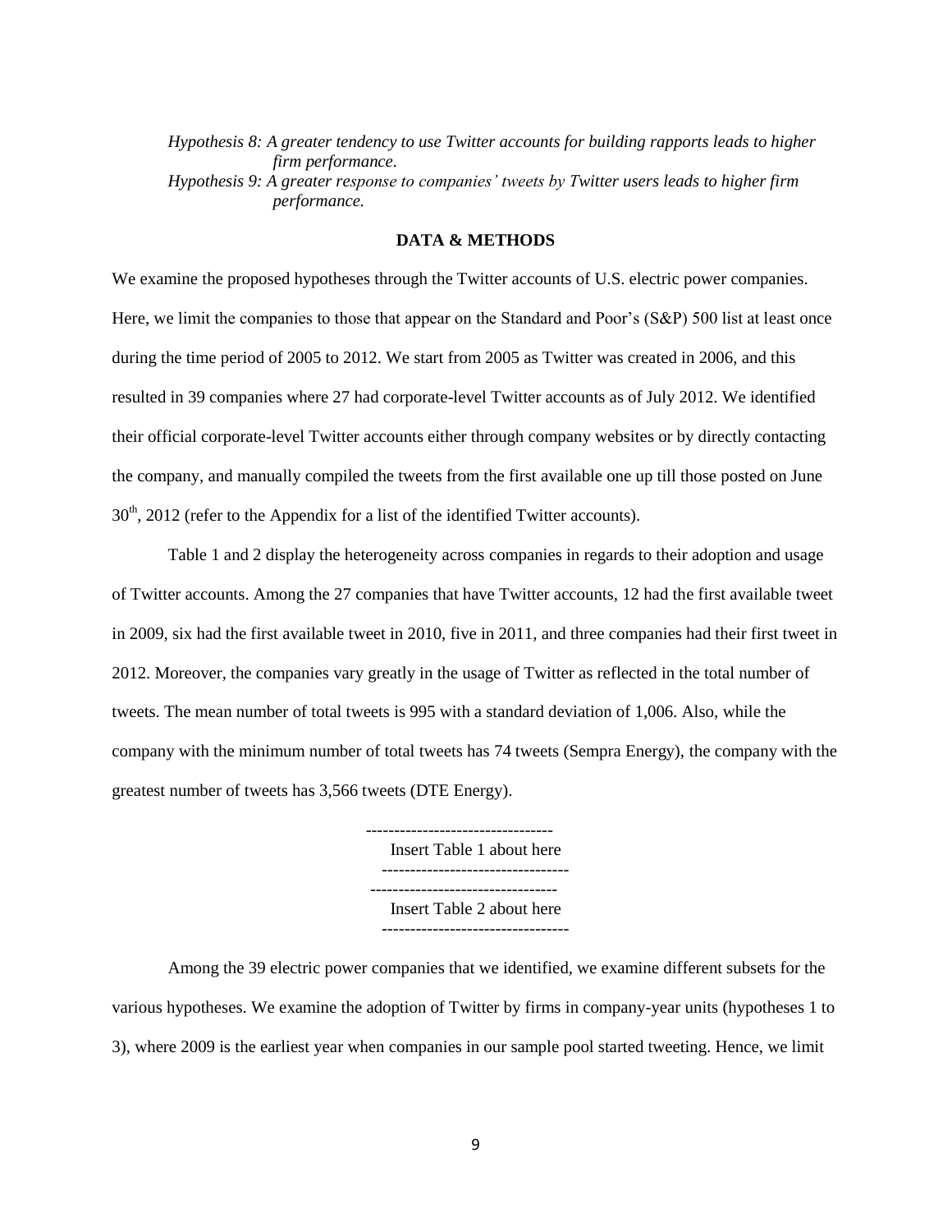*Hypothesis 8: A greater tendency to use Twitter accounts for building rapports leads to higher firm performance.*

*Hypothesis 9: A greater response to companies' tweets by Twitter users leads to higher firm performance.*

## DATA & METHODS

We examine the proposed hypotheses through the Twitter accounts of U.S. electric power companies. Here, we limit the companies to those that appear on the Standard and Poor's (S&P) 500 list at least once during the time period of 2005 to 2012. We start from 2005 as Twitter was created in 2006, and this resulted in 39 companies where 27 had corporate-level Twitter accounts as of July 2012. We identified their official corporate-level Twitter accounts either through company websites or by directly contacting the company, and manually compiled the tweets from the first available one up till those posted on June 30th, 2012 (refer to the Appendix for a list of the identified Twitter accounts).

Table 1 and 2 display the heterogeneity across companies in regards to their adoption and usage of Twitter accounts. Among the 27 companies that have Twitter accounts, 12 had the first available tweet in 2009, six had the first available tweet in 2010, five in 2011, and three companies had their first tweet in 2012. Moreover, the companies vary greatly in the usage of Twitter as reflected in the total number of tweets. The mean number of total tweets is 995 with a standard deviation of 1,006. Also, while the company with the minimum number of total tweets has 74 tweets (Sempra Energy), the company with the greatest number of tweets has 3,566 tweets (DTE Energy).

---------------------------------
Insert Table 1 about here
---------------------------------

---------------------------------
Insert Table 2 about here
---------------------------------

Among the 39 electric power companies that we identified, we examine different subsets for the various hypotheses. We examine the adoption of Twitter by firms in company-year units (hypotheses 1 to 3), where 2009 is the earliest year when companies in our sample pool started tweeting. Hence, we limit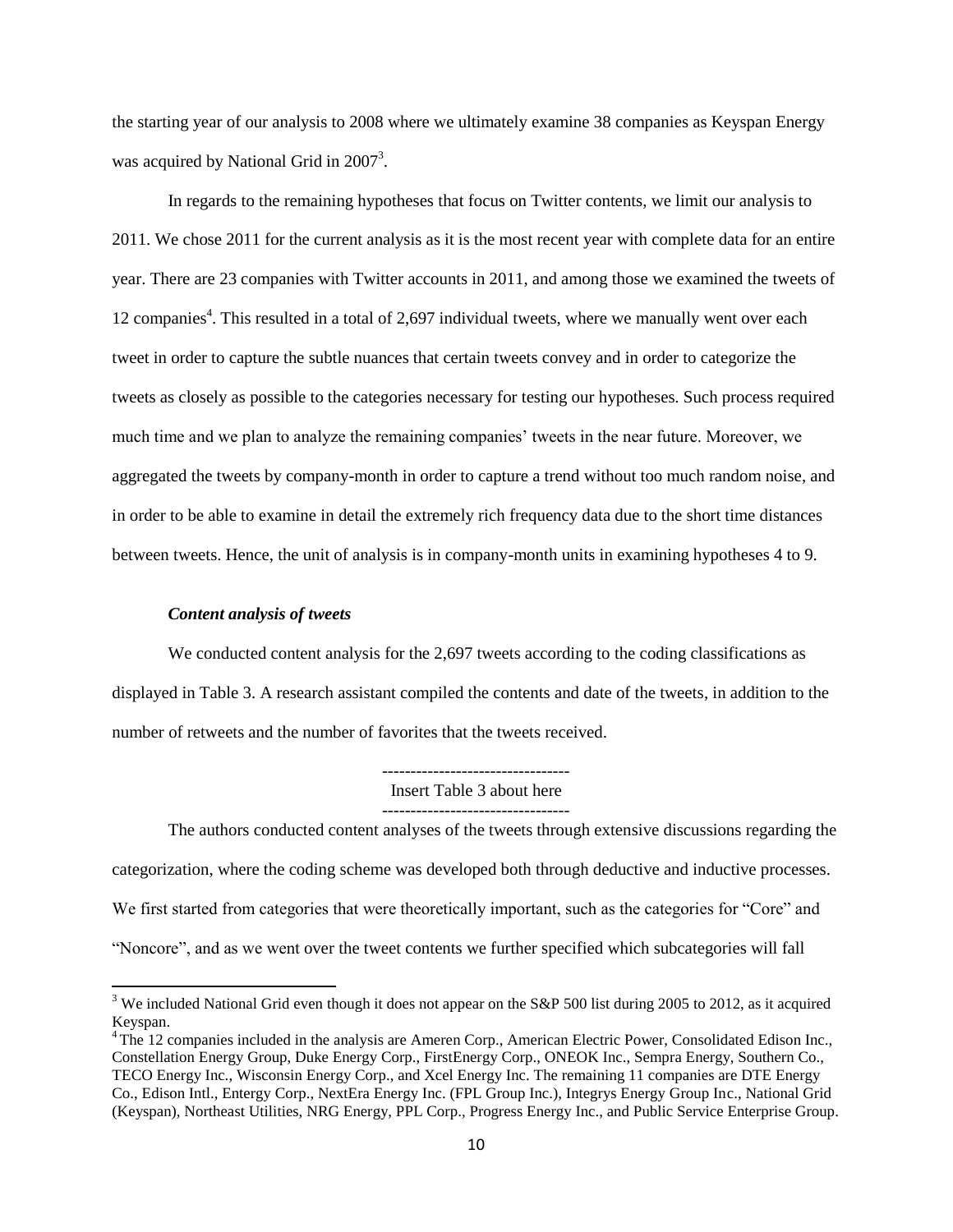the starting year of our analysis to 2008 where we ultimately examine 38 companies as Keyspan Energy was acquired by National Grid in 2007[3].

In regards to the remaining hypotheses that focus on Twitter contents, we limit our analysis to 2011. We chose 2011 for the current analysis as it is the most recent year with complete data for an entire year. There are 23 companies with Twitter accounts in 2011, and among those we examined the tweets of 12 companies[4]. This resulted in a total of 2,697 individual tweets, where we manually went over each tweet in order to capture the subtle nuances that certain tweets convey and in order to categorize the tweets as closely as possible to the categories necessary for testing our hypotheses. Such process required much time and we plan to analyze the remaining companies' tweets in the near future. Moreover, we aggregated the tweets by company-month in order to capture a trend without too much random noise, and in order to be able to examine in detail the extremely rich frequency data due to the short time distances between tweets. Hence, the unit of analysis is in company-month units in examining hypotheses 4 to 9.

### *Content analysis of tweets*

We conducted content analysis for the 2,697 tweets according to the coding classifications as displayed in Table 3. A research assistant compiled the contents and date of the tweets, in addition to the number of retweets and the number of favorites that the tweets received.

---

Insert Table 3 about here

---

The authors conducted content analyses of the tweets through extensive discussions regarding the categorization, where the coding scheme was developed both through deductive and inductive processes. We first started from categories that were theoretically important, such as the categories for "Core" and "Noncore", and as we went over the tweet contents we further specified which subcategories will fall

[3] We included National Grid even though it does not appear on the S&P 500 list during 2005 to 2012, as it acquired Keyspan.

[4] The 12 companies included in the analysis are Ameren Corp., American Electric Power, Consolidated Edison Inc., Constellation Energy Group, Duke Energy Corp., FirstEnergy Corp., ONEOK Inc., Sempra Energy, Southern Co., TECO Energy Inc., Wisconsin Energy Corp., and Xcel Energy Inc. The remaining 11 companies are DTE Energy Co., Edison Intl., Entergy Corp., NextEra Energy Inc. (FPL Group Inc.), Integrys Energy Group Inc., National Grid (Keyspan), Northeast Utilities, NRG Energy, PPL Corp., Progress Energy Inc., and Public Service Enterprise Group.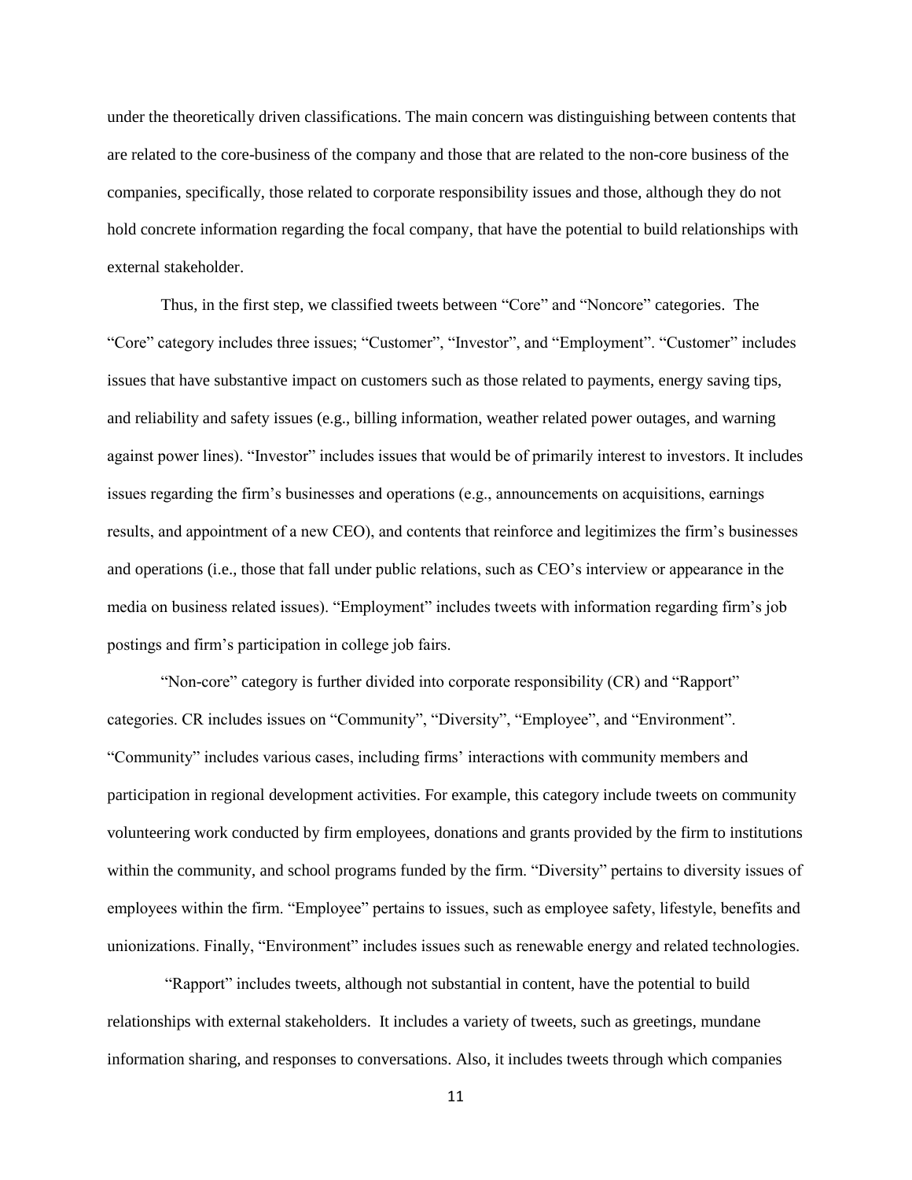under the theoretically driven classifications. The main concern was distinguishing between contents that are related to the core-business of the company and those that are related to the non-core business of the companies, specifically, those related to corporate responsibility issues and those, although they do not hold concrete information regarding the focal company, that have the potential to build relationships with external stakeholder.

Thus, in the first step, we classified tweets between "Core" and "Noncore" categories. The "Core" category includes three issues; "Customer", "Investor", and "Employment". "Customer" includes issues that have substantive impact on customers such as those related to payments, energy saving tips, and reliability and safety issues (e.g., billing information, weather related power outages, and warning against power lines). "Investor" includes issues that would be of primarily interest to investors. It includes issues regarding the firm's businesses and operations (e.g., announcements on acquisitions, earnings results, and appointment of a new CEO), and contents that reinforce and legitimizes the firm's businesses and operations (i.e., those that fall under public relations, such as CEO's interview or appearance in the media on business related issues). "Employment" includes tweets with information regarding firm's job postings and firm's participation in college job fairs.

"Non-core" category is further divided into corporate responsibility (CR) and "Rapport" categories. CR includes issues on "Community", "Diversity", "Employee", and "Environment". "Community" includes various cases, including firms' interactions with community members and participation in regional development activities. For example, this category include tweets on community volunteering work conducted by firm employees, donations and grants provided by the firm to institutions within the community, and school programs funded by the firm. "Diversity" pertains to diversity issues of employees within the firm. "Employee" pertains to issues, such as employee safety, lifestyle, benefits and unionizations. Finally, "Environment" includes issues such as renewable energy and related technologies.

"Rapport" includes tweets, although not substantial in content, have the potential to build relationships with external stakeholders. It includes a variety of tweets, such as greetings, mundane information sharing, and responses to conversations. Also, it includes tweets through which companies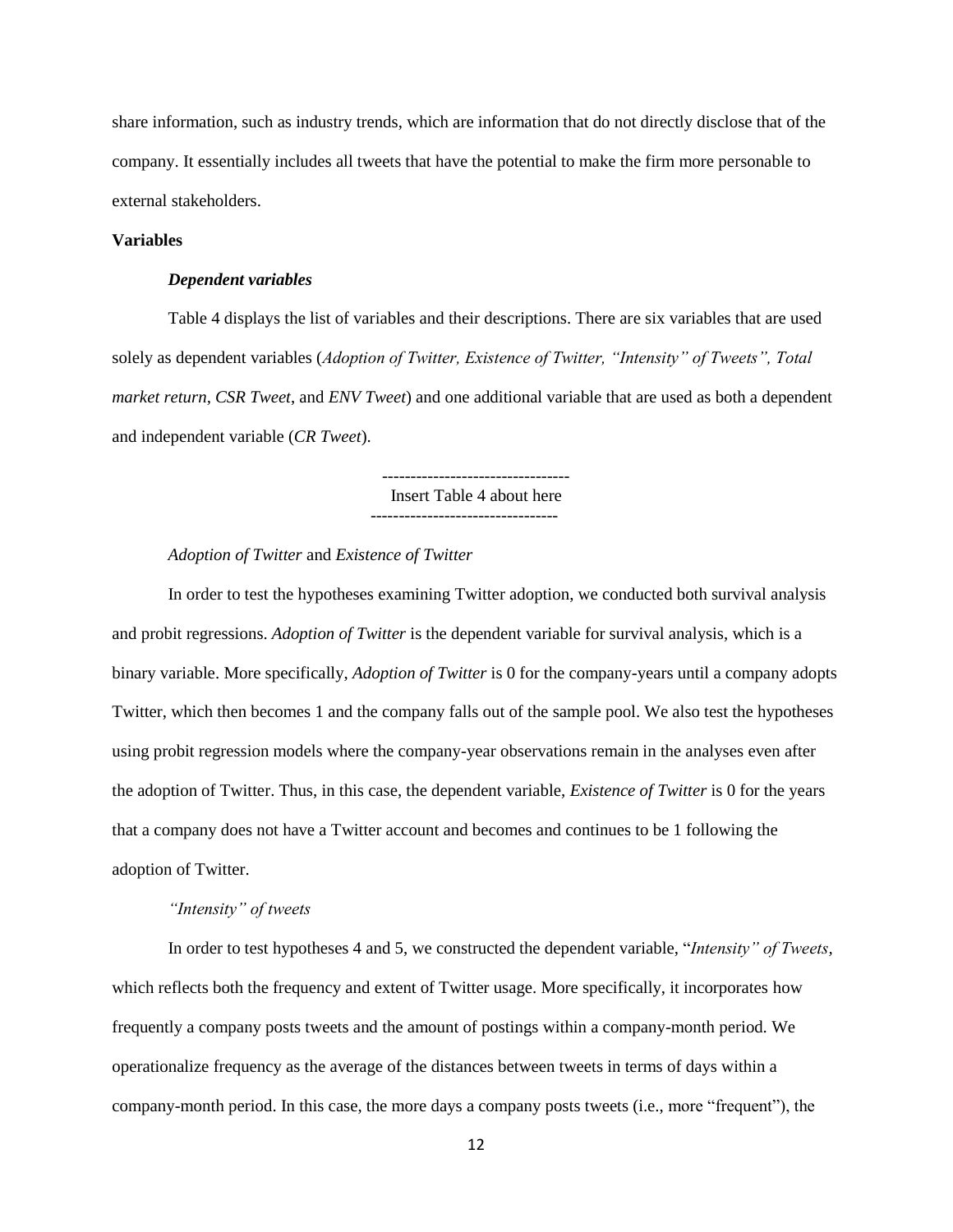share information, such as industry trends, which are information that do not directly disclose that of the company. It essentially includes all tweets that have the potential to make the firm more personable to external stakeholders.

**Variables**

***Dependent variables***

Table 4 displays the list of variables and their descriptions. There are six variables that are used solely as dependent variables (*Adoption of Twitter, Existence of Twitter, "Intensity" of Tweets", Total market return*, *CSR Tweet*, and *ENV Tweet*) and one additional variable that are used as both a dependent and independent variable (*CR Tweet*).

---------------------------------
Insert Table 4 about here
---------------------------------

*Adoption of Twitter* and *Existence of Twitter*

In order to test the hypotheses examining Twitter adoption, we conducted both survival analysis and probit regressions. *Adoption of Twitter* is the dependent variable for survival analysis, which is a binary variable. More specifically, *Adoption of Twitter* is 0 for the company-years until a company adopts Twitter, which then becomes 1 and the company falls out of the sample pool. We also test the hypotheses using probit regression models where the company-year observations remain in the analyses even after the adoption of Twitter. Thus, in this case, the dependent variable, *Existence of Twitter* is 0 for the years that a company does not have a Twitter account and becomes and continues to be 1 following the adoption of Twitter.

*"Intensity" of tweets*

In order to test hypotheses 4 and 5, we constructed the dependent variable, "*Intensity" of Tweets*, which reflects both the frequency and extent of Twitter usage. More specifically, it incorporates how frequently a company posts tweets and the amount of postings within a company-month period. We operationalize frequency as the average of the distances between tweets in terms of days within a company-month period. In this case, the more days a company posts tweets (i.e., more "frequent"), the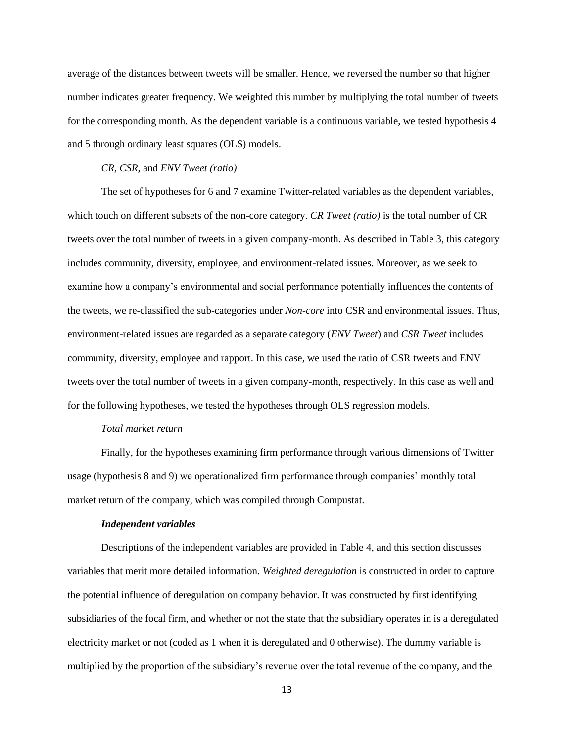average of the distances between tweets will be smaller. Hence, we reversed the number so that higher number indicates greater frequency. We weighted this number by multiplying the total number of tweets for the corresponding month. As the dependent variable is a continuous variable, we tested hypothesis 4 and 5 through ordinary least squares (OLS) models.

*CR, CSR,* and *ENV Tweet (ratio)*

The set of hypotheses for 6 and 7 examine Twitter-related variables as the dependent variables, which touch on different subsets of the non-core category. *CR Tweet (ratio)* is the total number of CR tweets over the total number of tweets in a given company-month. As described in Table 3, this category includes community, diversity, employee, and environment-related issues. Moreover, as we seek to examine how a company's environmental and social performance potentially influences the contents of the tweets, we re-classified the sub-categories under *Non-core* into CSR and environmental issues. Thus, environment-related issues are regarded as a separate category (*ENV Tweet*) and *CSR Tweet* includes community, diversity, employee and rapport. In this case, we used the ratio of CSR tweets and ENV tweets over the total number of tweets in a given company-month, respectively. In this case as well and for the following hypotheses, we tested the hypotheses through OLS regression models.

*Total market return*

Finally, for the hypotheses examining firm performance through various dimensions of Twitter usage (hypothesis 8 and 9) we operationalized firm performance through companies' monthly total market return of the company, which was compiled through Compustat.

***Independent variables***

Descriptions of the independent variables are provided in Table 4, and this section discusses variables that merit more detailed information. *Weighted deregulation* is constructed in order to capture the potential influence of deregulation on company behavior. It was constructed by first identifying subsidiaries of the focal firm, and whether or not the state that the subsidiary operates in is a deregulated electricity market or not (coded as 1 when it is deregulated and 0 otherwise). The dummy variable is multiplied by the proportion of the subsidiary's revenue over the total revenue of the company, and the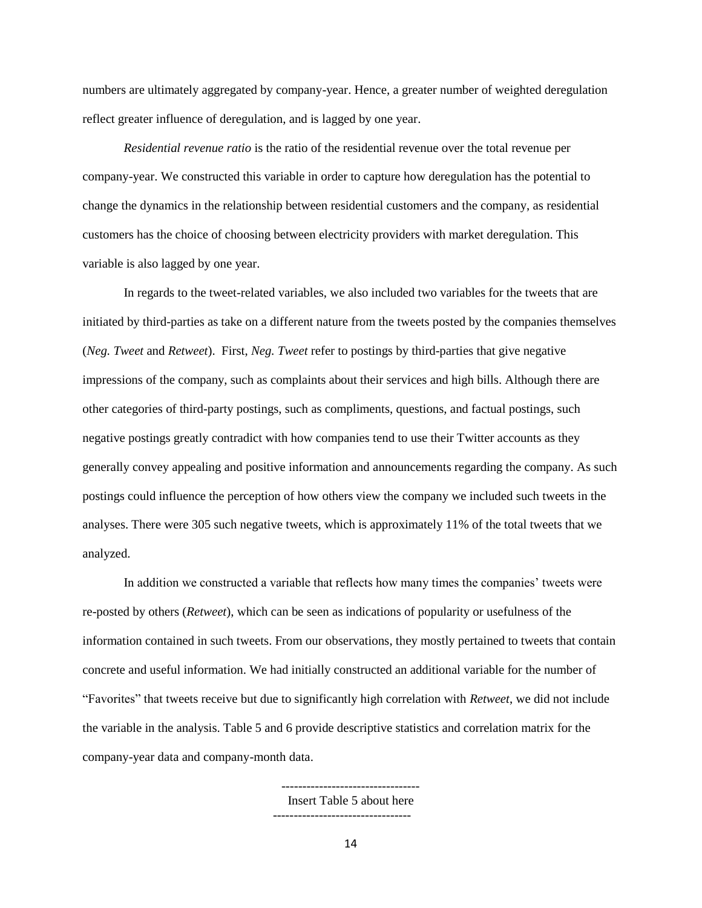numbers are ultimately aggregated by company-year. Hence, a greater number of weighted deregulation reflect greater influence of deregulation, and is lagged by one year.

*Residential revenue ratio* is the ratio of the residential revenue over the total revenue per company-year. We constructed this variable in order to capture how deregulation has the potential to change the dynamics in the relationship between residential customers and the company, as residential customers has the choice of choosing between electricity providers with market deregulation. This variable is also lagged by one year.

In regards to the tweet-related variables, we also included two variables for the tweets that are initiated by third-parties as take on a different nature from the tweets posted by the companies themselves (*Neg. Tweet* and *Retweet*). First, *Neg. Tweet* refer to postings by third-parties that give negative impressions of the company, such as complaints about their services and high bills. Although there are other categories of third-party postings, such as compliments, questions, and factual postings, such negative postings greatly contradict with how companies tend to use their Twitter accounts as they generally convey appealing and positive information and announcements regarding the company. As such postings could influence the perception of how others view the company we included such tweets in the analyses. There were 305 such negative tweets, which is approximately 11% of the total tweets that we analyzed.

In addition we constructed a variable that reflects how many times the companies' tweets were re-posted by others (*Retweet*), which can be seen as indications of popularity or usefulness of the information contained in such tweets. From our observations, they mostly pertained to tweets that contain concrete and useful information. We had initially constructed an additional variable for the number of "Favorites" that tweets receive but due to significantly high correlation with *Retweet*, we did not include the variable in the analysis. Table 5 and 6 provide descriptive statistics and correlation matrix for the company-year data and company-month data.

--------------------------------
Insert Table 5 about here
--------------------------------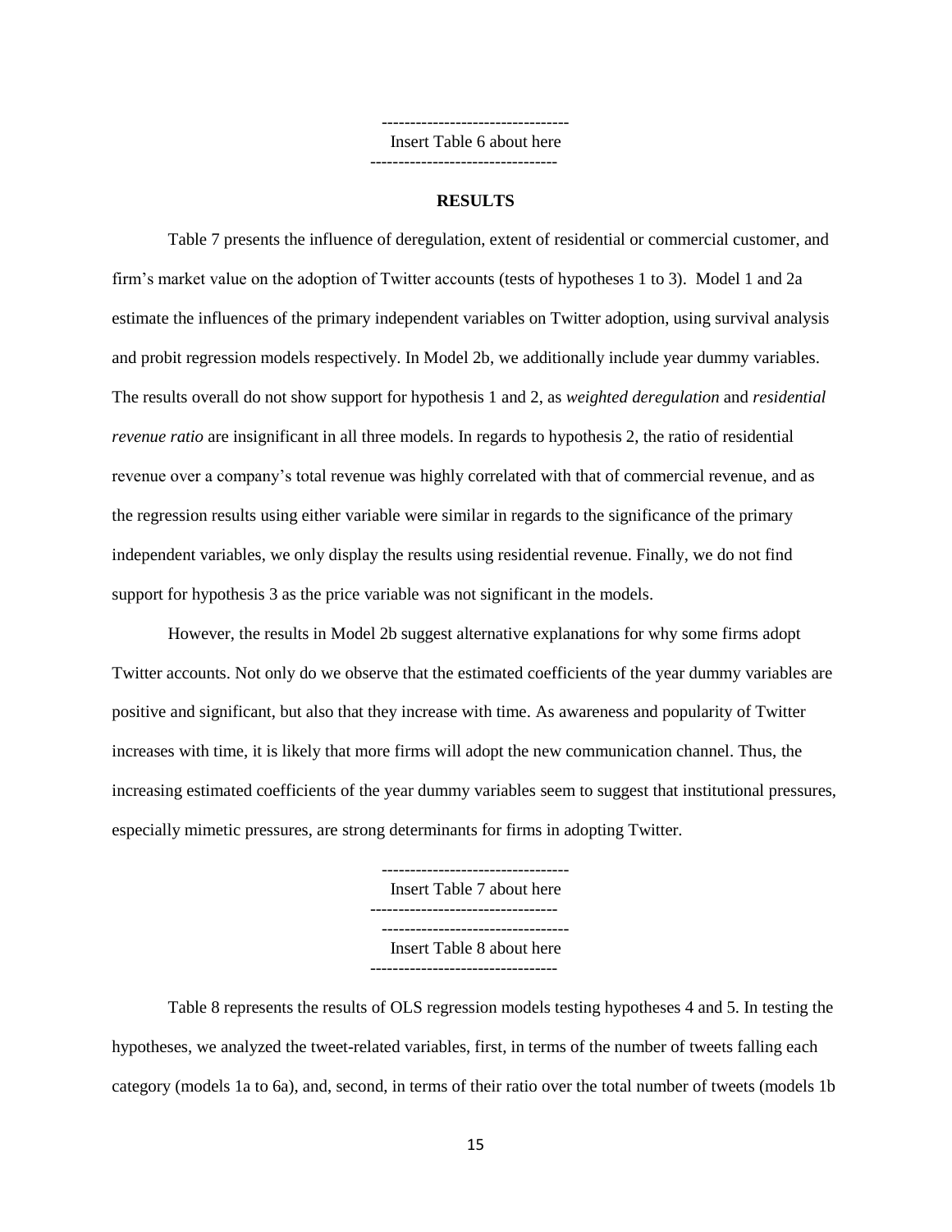--------------------------------
Insert Table 6 about here
--------------------------------

## RESULTS

Table 7 presents the influence of deregulation, extent of residential or commercial customer, and firm's market value on the adoption of Twitter accounts (tests of hypotheses 1 to 3). Model 1 and 2a estimate the influences of the primary independent variables on Twitter adoption, using survival analysis and probit regression models respectively. In Model 2b, we additionally include year dummy variables. The results overall do not show support for hypothesis 1 and 2, as *weighted deregulation* and *residential revenue ratio* are insignificant in all three models. In regards to hypothesis 2, the ratio of residential revenue over a company's total revenue was highly correlated with that of commercial revenue, and as the regression results using either variable were similar in regards to the significance of the primary independent variables, we only display the results using residential revenue. Finally, we do not find support for hypothesis 3 as the price variable was not significant in the models.

However, the results in Model 2b suggest alternative explanations for why some firms adopt Twitter accounts. Not only do we observe that the estimated coefficients of the year dummy variables are positive and significant, but also that they increase with time. As awareness and popularity of Twitter increases with time, it is likely that more firms will adopt the new communication channel. Thus, the increasing estimated coefficients of the year dummy variables seem to suggest that institutional pressures, especially mimetic pressures, are strong determinants for firms in adopting Twitter.

--------------------------------
Insert Table 7 about here
--------------------------------

--------------------------------
Insert Table 8 about here
--------------------------------

Table 8 represents the results of OLS regression models testing hypotheses 4 and 5. In testing the hypotheses, we analyzed the tweet-related variables, first, in terms of the number of tweets falling each category (models 1a to 6a), and, second, in terms of their ratio over the total number of tweets (models 1b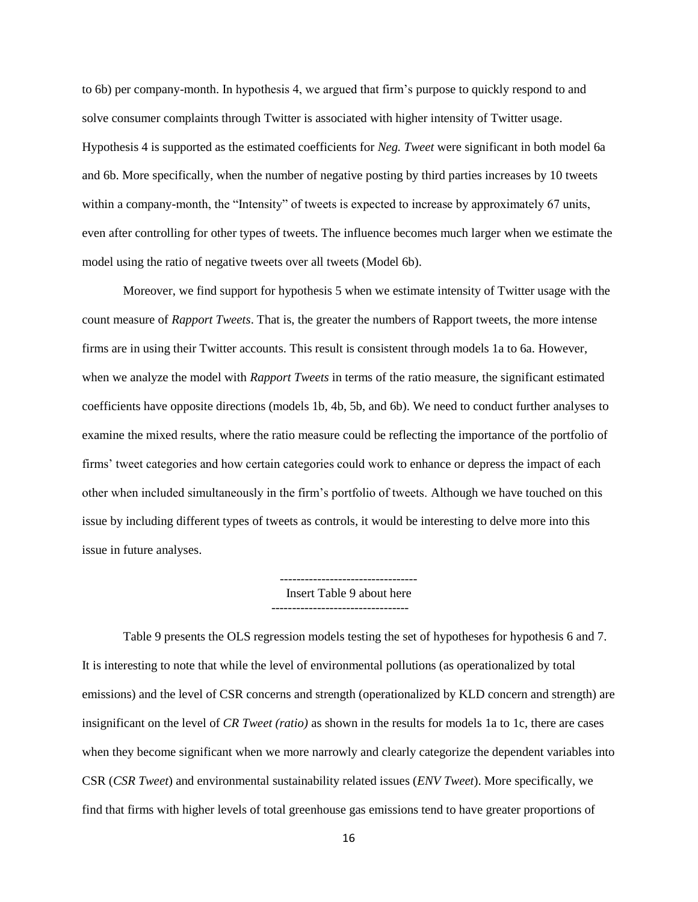to 6b) per company-month. In hypothesis 4, we argued that firm's purpose to quickly respond to and solve consumer complaints through Twitter is associated with higher intensity of Twitter usage. Hypothesis 4 is supported as the estimated coefficients for *Neg. Tweet* were significant in both model 6a and 6b. More specifically, when the number of negative posting by third parties increases by 10 tweets within a company-month, the "Intensity" of tweets is expected to increase by approximately 67 units, even after controlling for other types of tweets. The influence becomes much larger when we estimate the model using the ratio of negative tweets over all tweets (Model 6b).

Moreover, we find support for hypothesis 5 when we estimate intensity of Twitter usage with the count measure of *Rapport Tweets*. That is, the greater the numbers of Rapport tweets, the more intense firms are in using their Twitter accounts. This result is consistent through models 1a to 6a. However, when we analyze the model with *Rapport Tweets* in terms of the ratio measure, the significant estimated coefficients have opposite directions (models 1b, 4b, 5b, and 6b). We need to conduct further analyses to examine the mixed results, where the ratio measure could be reflecting the importance of the portfolio of firms' tweet categories and how certain categories could work to enhance or depress the impact of each other when included simultaneously in the firm's portfolio of tweets. Although we have touched on this issue by including different types of tweets as controls, it would be interesting to delve more into this issue in future analyses.

--------------------------------
Insert Table 9 about here
--------------------------------

Table 9 presents the OLS regression models testing the set of hypotheses for hypothesis 6 and 7. It is interesting to note that while the level of environmental pollutions (as operationalized by total emissions) and the level of CSR concerns and strength (operationalized by KLD concern and strength) are insignificant on the level of *CR Tweet (ratio)* as shown in the results for models 1a to 1c, there are cases when they become significant when we more narrowly and clearly categorize the dependent variables into CSR (*CSR Tweet*) and environmental sustainability related issues (*ENV Tweet*). More specifically, we find that firms with higher levels of total greenhouse gas emissions tend to have greater proportions of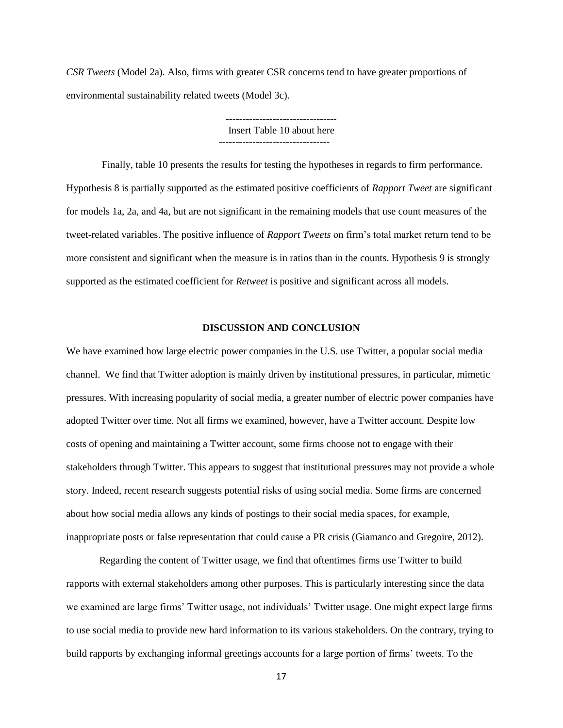*CSR Tweets* (Model 2a). Also, firms with greater CSR concerns tend to have greater proportions of environmental sustainability related tweets (Model 3c).

---------------------------------
Insert Table 10 about here
---------------------------------

Finally, table 10 presents the results for testing the hypotheses in regards to firm performance. Hypothesis 8 is partially supported as the estimated positive coefficients of *Rapport Tweet* are significant for models 1a, 2a, and 4a, but are not significant in the remaining models that use count measures of the tweet-related variables. The positive influence of *Rapport Tweets* on firm's total market return tend to be more consistent and significant when the measure is in ratios than in the counts. Hypothesis 9 is strongly supported as the estimated coefficient for *Retweet* is positive and significant across all models.

## DISCUSSION AND CONCLUSION

We have examined how large electric power companies in the U.S. use Twitter, a popular social media channel. We find that Twitter adoption is mainly driven by institutional pressures, in particular, mimetic pressures. With increasing popularity of social media, a greater number of electric power companies have adopted Twitter over time. Not all firms we examined, however, have a Twitter account. Despite low costs of opening and maintaining a Twitter account, some firms choose not to engage with their stakeholders through Twitter. This appears to suggest that institutional pressures may not provide a whole story. Indeed, recent research suggests potential risks of using social media. Some firms are concerned about how social media allows any kinds of postings to their social media spaces, for example, inappropriate posts or false representation that could cause a PR crisis (Giamanco and Gregoire, 2012).

Regarding the content of Twitter usage, we find that oftentimes firms use Twitter to build rapports with external stakeholders among other purposes. This is particularly interesting since the data we examined are large firms' Twitter usage, not individuals' Twitter usage. One might expect large firms to use social media to provide new hard information to its various stakeholders. On the contrary, trying to build rapports by exchanging informal greetings accounts for a large portion of firms' tweets. To the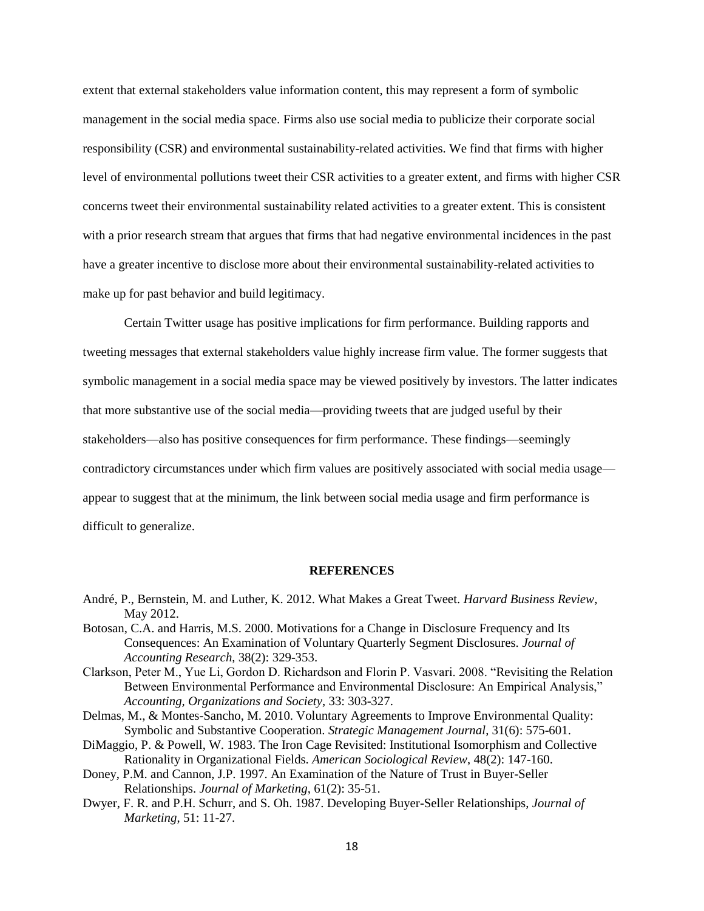extent that external stakeholders value information content, this may represent a form of symbolic management in the social media space. Firms also use social media to publicize their corporate social responsibility (CSR) and environmental sustainability-related activities. We find that firms with higher level of environmental pollutions tweet their CSR activities to a greater extent, and firms with higher CSR concerns tweet their environmental sustainability related activities to a greater extent. This is consistent with a prior research stream that argues that firms that had negative environmental incidences in the past have a greater incentive to disclose more about their environmental sustainability-related activities to make up for past behavior and build legitimacy.

Certain Twitter usage has positive implications for firm performance. Building rapports and tweeting messages that external stakeholders value highly increase firm value. The former suggests that symbolic management in a social media space may be viewed positively by investors. The latter indicates that more substantive use of the social media—providing tweets that are judged useful by their stakeholders—also has positive consequences for firm performance. These findings—seemingly contradictory circumstances under which firm values are positively associated with social media usage—appear to suggest that at the minimum, the link between social media usage and firm performance is difficult to generalize.

## REFERENCES

André, P., Bernstein, M. and Luther, K. 2012. What Makes a Great Tweet. *Harvard Business Review*, May 2012.

Botosan, C.A. and Harris, M.S. 2000. Motivations for a Change in Disclosure Frequency and Its Consequences: An Examination of Voluntary Quarterly Segment Disclosures. *Journal of Accounting Research*, 38(2): 329-353.

Clarkson, Peter M., Yue Li, Gordon D. Richardson and Florin P. Vasvari. 2008. "Revisiting the Relation Between Environmental Performance and Environmental Disclosure: An Empirical Analysis," *Accounting, Organizations and Society*, 33: 303-327.

Delmas, M., & Montes-Sancho, M. 2010. Voluntary Agreements to Improve Environmental Quality: Symbolic and Substantive Cooperation. *Strategic Management Journal*, 31(6): 575-601.

DiMaggio, P. & Powell, W. 1983. The Iron Cage Revisited: Institutional Isomorphism and Collective Rationality in Organizational Fields. *American Sociological Review*, 48(2): 147-160.

Doney, P.M. and Cannon, J.P. 1997. An Examination of the Nature of Trust in Buyer-Seller Relationships. *Journal of Marketing*, 61(2): 35-51.

Dwyer, F. R. and P.H. Schurr, and S. Oh. 1987. Developing Buyer-Seller Relationships, *Journal of Marketing*, 51: 11-27.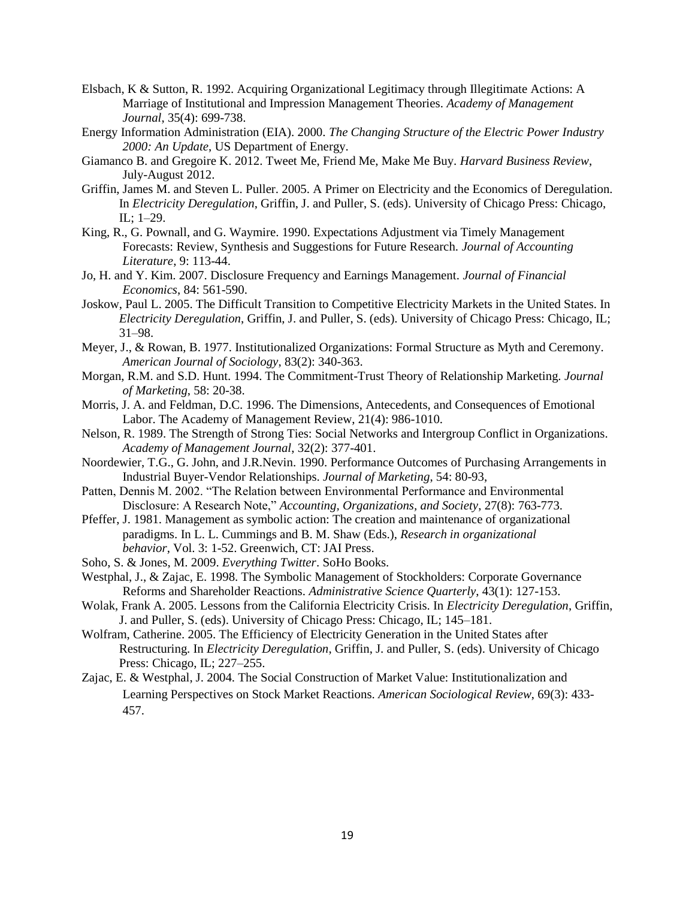Elsbach, K & Sutton, R. 1992. Acquiring Organizational Legitimacy through Illegitimate Actions: A Marriage of Institutional and Impression Management Theories. *Academy of Management Journal*, 35(4): 699-738.

Energy Information Administration (EIA). 2000. *The Changing Structure of the Electric Power Industry 2000: An Update*, US Department of Energy.

Giamanco B. and Gregoire K. 2012. Tweet Me, Friend Me, Make Me Buy. *Harvard Business Review*, July-August 2012.

Griffin, James M. and Steven L. Puller. 2005. A Primer on Electricity and the Economics of Deregulation. In *Electricity Deregulation*, Griffin, J. and Puller, S. (eds). University of Chicago Press: Chicago, IL; 1–29.

King, R., G. Pownall, and G. Waymire. 1990. Expectations Adjustment via Timely Management Forecasts: Review, Synthesis and Suggestions for Future Research. *Journal of Accounting Literature*, 9: 113-44.

Jo, H. and Y. Kim. 2007. Disclosure Frequency and Earnings Management. *Journal of Financial Economics*, 84: 561-590.

Joskow, Paul L. 2005. The Difficult Transition to Competitive Electricity Markets in the United States. In *Electricity Deregulation*, Griffin, J. and Puller, S. (eds). University of Chicago Press: Chicago, IL; 31–98.

Meyer, J., & Rowan, B. 1977. Institutionalized Organizations: Formal Structure as Myth and Ceremony. *American Journal of Sociology*, 83(2): 340-363.

Morgan, R.M. and S.D. Hunt. 1994. The Commitment-Trust Theory of Relationship Marketing. *Journal of Marketing*, 58: 20-38.

Morris, J. A. and Feldman, D.C. 1996. The Dimensions, Antecedents, and Consequences of Emotional Labor. The Academy of Management Review, 21(4): 986-1010.

Nelson, R. 1989. The Strength of Strong Ties: Social Networks and Intergroup Conflict in Organizations. *Academy of Management Journal*, 32(2): 377-401.

Noordewier, T.G., G. John, and J.R.Nevin. 1990. Performance Outcomes of Purchasing Arrangements in Industrial Buyer-Vendor Relationships. *Journal of Marketing*, 54: 80-93,

Patten, Dennis M. 2002. "The Relation between Environmental Performance and Environmental Disclosure: A Research Note," *Accounting, Organizations, and Society*, 27(8): 763-773.

Pfeffer, J. 1981. Management as symbolic action: The creation and maintenance of organizational paradigms. In L. L. Cummings and B. M. Shaw (Eds.), *Research in organizational behavior*, Vol. 3: 1-52. Greenwich, CT: JAI Press.

Soho, S. & Jones, M. 2009. *Everything Twitter*. SoHo Books.

Westphal, J., & Zajac, E. 1998. The Symbolic Management of Stockholders: Corporate Governance Reforms and Shareholder Reactions. *Administrative Science Quarterly*, 43(1): 127-153.

Wolak, Frank A. 2005. Lessons from the California Electricity Crisis. In *Electricity Deregulation*, Griffin, J. and Puller, S. (eds). University of Chicago Press: Chicago, IL; 145–181.

Wolfram, Catherine. 2005. The Efficiency of Electricity Generation in the United States after Restructuring. In *Electricity Deregulation*, Griffin, J. and Puller, S. (eds). University of Chicago Press: Chicago, IL; 227–255.

Zajac, E. & Westphal, J. 2004. The Social Construction of Market Value: Institutionalization and Learning Perspectives on Stock Market Reactions. *American Sociological Review*, 69(3): 433-457.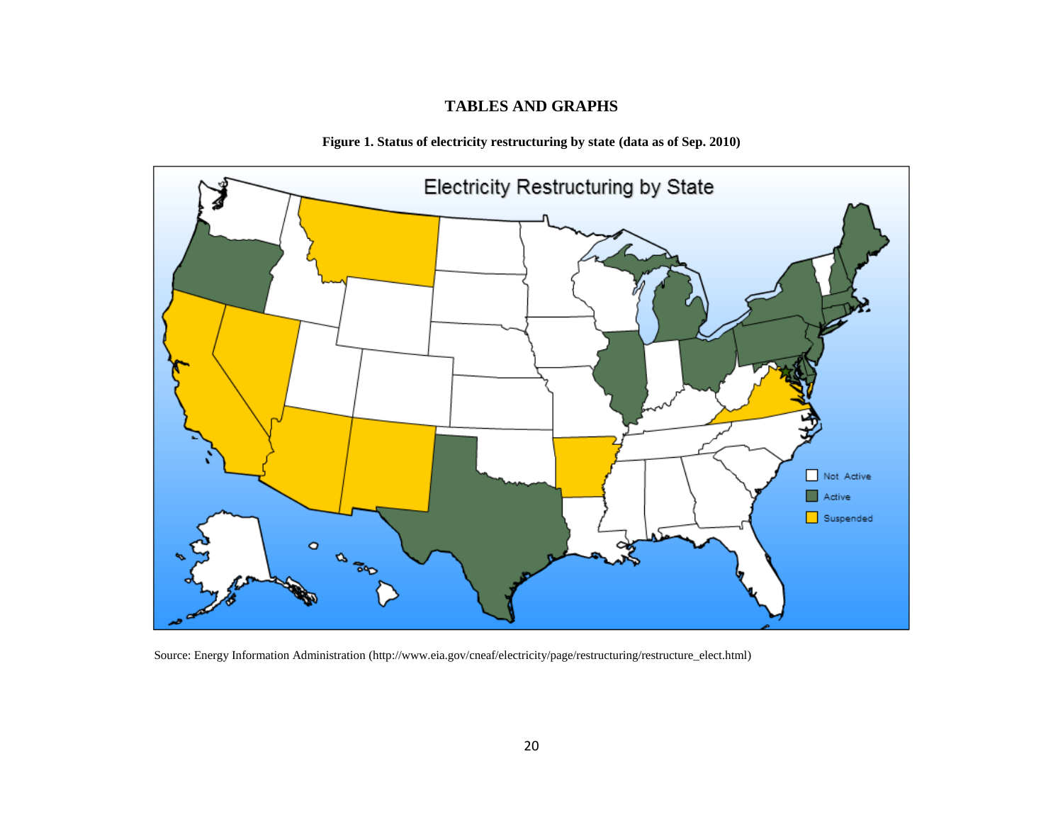## TABLES AND GRAPHS

**Figure 1. Status of electricity restructuring by state (data as of Sep. 2010)**

Source: Energy Information Administration (http://www.eia.gov/cneaf/electricity/page/restructuring/restructure_elect.html)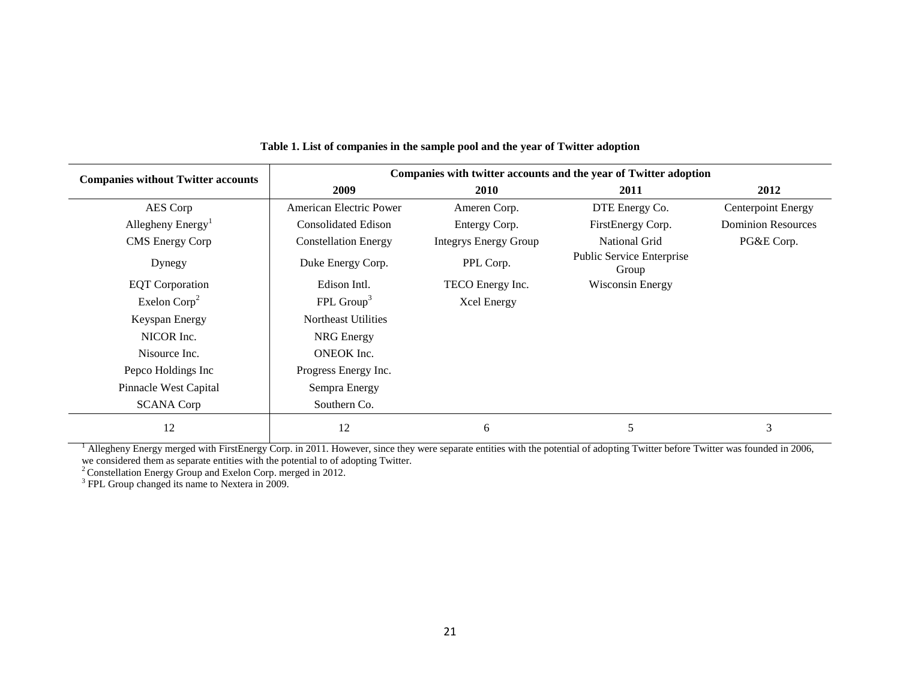**Table 1. List of companies in the sample pool and the year of Twitter adoption**

| Companies without Twitter accounts | Companies with twitter accounts and the year of Twitter adoption | | | |
|---|---|---|---|---|
| | 2009 | 2010 | 2011 | 2012 |
| AES Corp | American Electric Power | Ameren Corp. | DTE Energy Co. | Centerpoint Energy |
| Allegheny Energy[1] | Consolidated Edison | Entergy Corp. | FirstEnergy Corp. | Dominion Resources |
| CMS Energy Corp | Constellation Energy | Integrys Energy Group | National Grid | PG&E Corp. |
| Dynegy | Duke Energy Corp. | PPL Corp. | Public Service Enterprise Group | |
| EQT Corporation | Edison Intl. | TECO Energy Inc. | Wisconsin Energy | |
| Exelon Corp[2] | FPL Group[3] | Xcel Energy | | |
| Keyspan Energy | Northeast Utilities | | | |
| NICOR Inc. | NRG Energy | | | |
| Nisource Inc. | ONEOK Inc. | | | |
| Pepco Holdings Inc | Progress Energy Inc. | | | |
| Pinnacle West Capital | Sempra Energy | | | |
| SCANA Corp | Southern Co. | | | |
| 12 | 12 | 6 | 5 | 3 |

[1] Allegheny Energy merged with FirstEnergy Corp. in 2011. However, since they were separate entities with the potential of adopting Twitter before Twitter was founded in 2006, we considered them as separate entities with the potential to of adopting Twitter.

[2] Constellation Energy Group and Exelon Corp. merged in 2012.

[3] FPL Group changed its name to Nextera in 2009.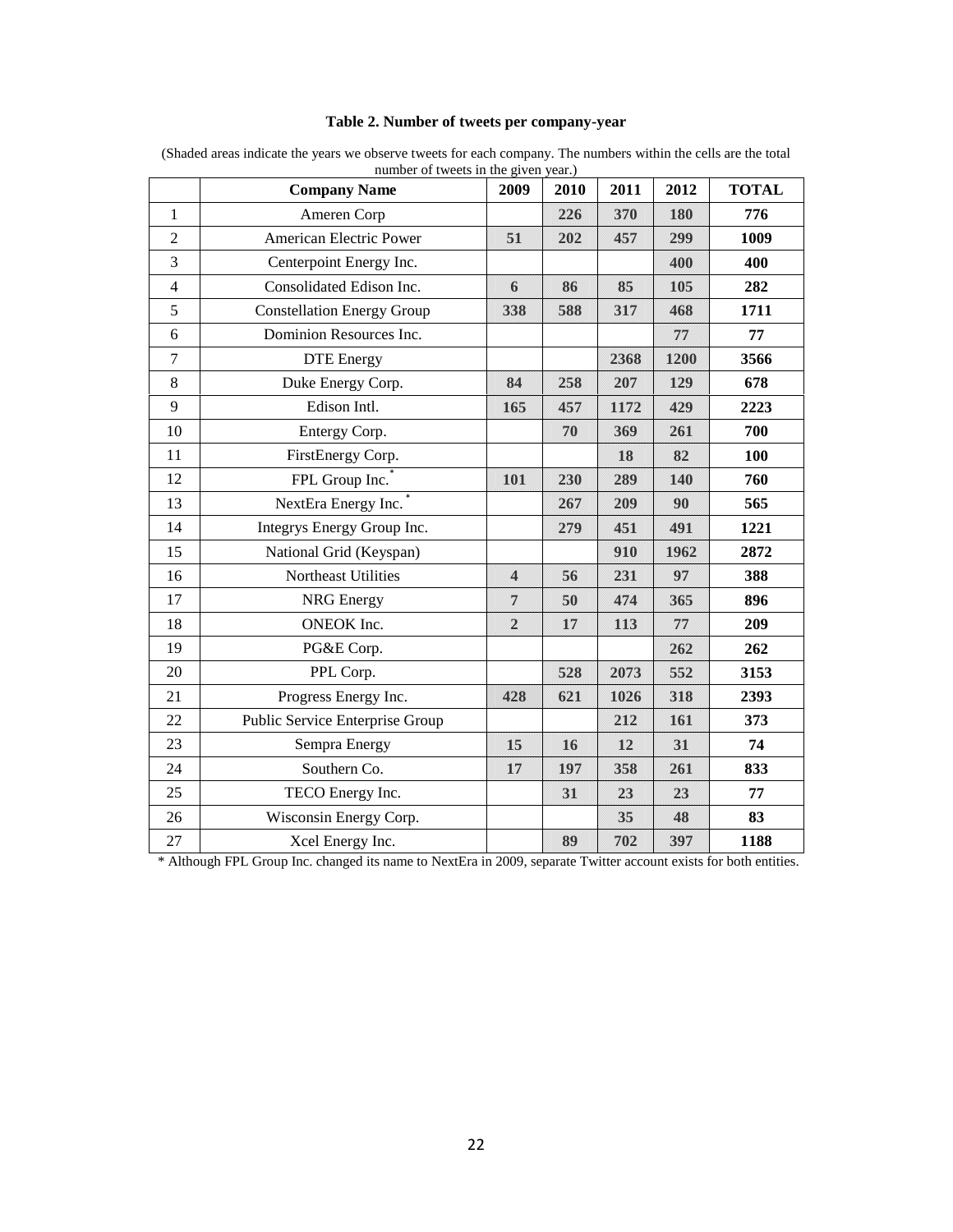**Table 2. Number of tweets per company-year**

(Shaded areas indicate the years we observe tweets for each company. The numbers within the cells are the total number of tweets in the given year.)

| | Company Name | 2009 | 2010 | 2011 | 2012 | TOTAL |
|---|---|---|---|---|---|---|
| 1 | Ameren Corp | | 226 | 370 | 180 | 776 |
| 2 | American Electric Power | 51 | 202 | 457 | 299 | 1009 |
| 3 | Centerpoint Energy Inc. | | | | 400 | 400 |
| 4 | Consolidated Edison Inc. | 6 | 86 | 85 | 105 | 282 |
| 5 | Constellation Energy Group | 338 | 588 | 317 | 468 | 1711 |
| 6 | Dominion Resources Inc. | | | | 77 | 77 |
| 7 | DTE Energy | | | 2368 | 1200 | 3566 |
| 8 | Duke Energy Corp. | 84 | 258 | 207 | 129 | 678 |
| 9 | Edison Intl. | 165 | 457 | 1172 | 429 | 2223 |
| 10 | Entergy Corp. | | 70 | 369 | 261 | 700 |
| 11 | FirstEnergy Corp. | | | 18 | 82 | 100 |
| 12 | FPL Group Inc.* | 101 | 230 | 289 | 140 | 760 |
| 13 | NextEra Energy Inc.* | | 267 | 209 | 90 | 565 |
| 14 | Integrys Energy Group Inc. | | 279 | 451 | 491 | 1221 |
| 15 | National Grid (Keyspan) | | | 910 | 1962 | 2872 |
| 16 | Northeast Utilities | 4 | 56 | 231 | 97 | 388 |
| 17 | NRG Energy | 7 | 50 | 474 | 365 | 896 |
| 18 | ONEOK Inc. | 2 | 17 | 113 | 77 | 209 |
| 19 | PG&E Corp. | | | | 262 | 262 |
| 20 | PPL Corp. | | 528 | 2073 | 552 | 3153 |
| 21 | Progress Energy Inc. | 428 | 621 | 1026 | 318 | 2393 |
| 22 | Public Service Enterprise Group | | | 212 | 161 | 373 |
| 23 | Sempra Energy | 15 | 16 | 12 | 31 | 74 |
| 24 | Southern Co. | 17 | 197 | 358 | 261 | 833 |
| 25 | TECO Energy Inc. | | 31 | 23 | 23 | 77 |
| 26 | Wisconsin Energy Corp. | | | 35 | 48 | 83 |
| 27 | Xcel Energy Inc. | | 89 | 702 | 397 | 1188 |

* Although FPL Group Inc. changed its name to NextEra in 2009, separate Twitter account exists for both entities.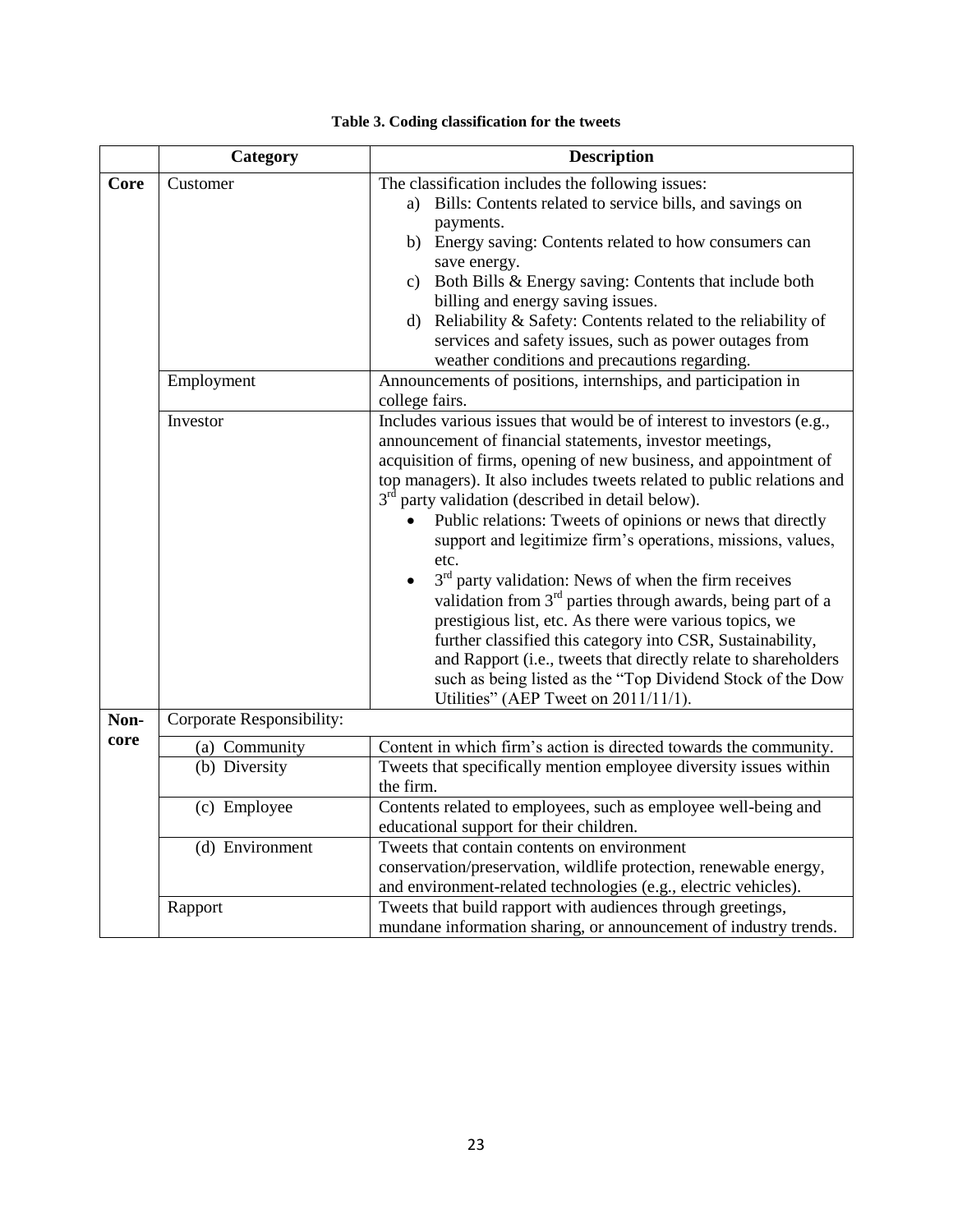**Table 3. Coding classification for the tweets**

| | Category | Description |
|---|---|---|
| **Core** | Customer | The classification includes the following issues: a) Bills: Contents related to service bills, and savings on payments. b) Energy saving: Contents related to how consumers can save energy. c) Both Bills & Energy saving: Contents that include both billing and energy saving issues. d) Reliability & Safety: Contents related to the reliability of services and safety issues, such as power outages from weather conditions and precautions regarding. |
| | Employment | Announcements of positions, internships, and participation in college fairs. |
| | Investor | Includes various issues that would be of interest to investors (e.g., announcement of financial statements, investor meetings, acquisition of firms, opening of new business, and appointment of top managers). It also includes tweets related to public relations and 3rd party validation (described in detail below). • Public relations: Tweets of opinions or news that directly support and legitimize firm's operations, missions, values, etc. • 3rd party validation: News of when the firm receives validation from 3rd parties through awards, being part of a prestigious list, etc. As there were various topics, we further classified this category into CSR, Sustainability, and Rapport (i.e., tweets that directly relate to shareholders such as being listed as the "Top Dividend Stock of the Dow Utilities" (AEP Tweet on 2011/11/1). |
| **Non-core** | Corporate Responsibility: | |
| | (a) Community | Content in which firm's action is directed towards the community. |
| | (b) Diversity | Tweets that specifically mention employee diversity issues within the firm. |
| | (c) Employee | Contents related to employees, such as employee well-being and educational support for their children. |
| | (d) Environment | Tweets that contain contents on environment conservation/preservation, wildlife protection, renewable energy, and environment-related technologies (e.g., electric vehicles). |
| | Rapport | Tweets that build rapport with audiences through greetings, mundane information sharing, or announcement of industry trends. |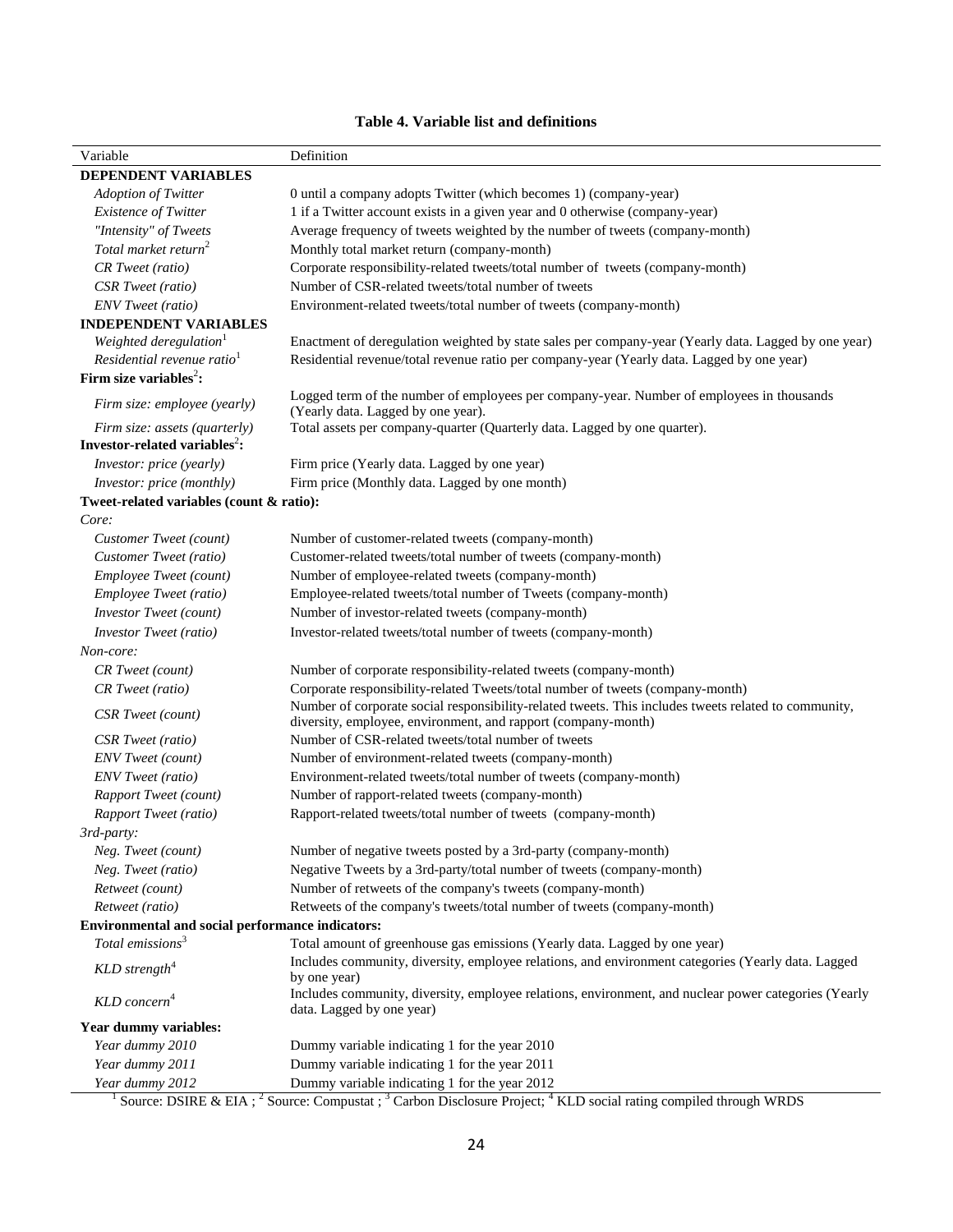**Table 4. Variable list and definitions**

| Variable | Definition |
|---|---|
| **DEPENDENT VARIABLES** | |
| *Adoption of Twitter* | 0 until a company adopts Twitter (which becomes 1) (company-year) |
| *Existence of Twitter* | 1 if a Twitter account exists in a given year and 0 otherwise (company-year) |
| *"Intensity" of Tweets* | Average frequency of tweets weighted by the number of tweets (company-month) |
| *Total market return*[2] | Monthly total market return (company-month) |
| *CR Tweet (ratio)* | Corporate responsibility-related tweets/total number of tweets (company-month) |
| *CSR Tweet (ratio)* | Number of CSR-related tweets/total number of tweets |
| *ENV Tweet (ratio)* | Environment-related tweets/total number of tweets (company-month) |
| **INDEPENDENT VARIABLES** | |
| *Weighted deregulation*[1] | Enactment of deregulation weighted by state sales per company-year (Yearly data. Lagged by one year) |
| *Residential revenue ratio*[1] | Residential revenue/total revenue ratio per company-year (Yearly data. Lagged by one year) |
| **Firm size variables[2]:** | |
| *Firm size: employee (yearly)* | Logged term of the number of employees per company-year. Number of employees in thousands (Yearly data. Lagged by one year). |
| *Firm size: assets (quarterly)* | Total assets per company-quarter (Quarterly data. Lagged by one quarter). |
| **Investor-related variables[2]:** | |
| *Investor: price (yearly)* | Firm price (Yearly data. Lagged by one year) |
| *Investor: price (monthly)* | Firm price (Monthly data. Lagged by one month) |
| **Tweet-related variables (count & ratio):** | |
| *Core:* | |
| *Customer Tweet (count)* | Number of customer-related tweets (company-month) |
| *Customer Tweet (ratio)* | Customer-related tweets/total number of tweets (company-month) |
| *Employee Tweet (count)* | Number of employee-related tweets (company-month) |
| *Employee Tweet (ratio)* | Employee-related tweets/total number of Tweets (company-month) |
| *Investor Tweet (count)* | Number of investor-related tweets (company-month) |
| *Investor Tweet (ratio)* | Investor-related tweets/total number of tweets (company-month) |
| *Non-core:* | |
| *CR Tweet (count)* | Number of corporate responsibility-related tweets (company-month) |
| *CR Tweet (ratio)* | Corporate responsibility-related Tweets/total number of tweets (company-month) |
| *CSR Tweet (count)* | Number of corporate social responsibility-related tweets. This includes tweets related to community, diversity, employee, environment, and rapport (company-month) |
| *CSR Tweet (ratio)* | Number of CSR-related tweets/total number of tweets |
| *ENV Tweet (count)* | Number of environment-related tweets (company-month) |
| *ENV Tweet (ratio)* | Environment-related tweets/total number of tweets (company-month) |
| *Rapport Tweet (count)* | Number of rapport-related tweets (company-month) |
| *Rapport Tweet (ratio)* | Rapport-related tweets/total number of tweets (company-month) |
| *3rd-party:* | |
| *Neg. Tweet (count)* | Number of negative tweets posted by a 3rd-party (company-month) |
| *Neg. Tweet (ratio)* | Negative Tweets by a 3rd-party/total number of tweets (company-month) |
| *Retweet (count)* | Number of retweets of the company's tweets (company-month) |
| *Retweet (ratio)* | Retweets of the company's tweets/total number of tweets (company-month) |
| **Environmental and social performance indicators:** | |
| *Total emissions*[3] | Total amount of greenhouse gas emissions (Yearly data. Lagged by one year) |
| *KLD strength*[4] | Includes community, diversity, employee relations, and environment categories (Yearly data. Lagged by one year) |
| *KLD concern*[4] | Includes community, diversity, employee relations, environment, and nuclear power categories (Yearly data. Lagged by one year) |
| **Year dummy variables:** | |
| *Year dummy 2010* | Dummy variable indicating 1 for the year 2010 |
| *Year dummy 2011* | Dummy variable indicating 1 for the year 2011 |
| *Year dummy 2012* | Dummy variable indicating 1 for the year 2012 |

[1] Source: DSIRE & EIA ; [2] Source: Compustat ; [3] Carbon Disclosure Project; [4] KLD social rating compiled through WRDS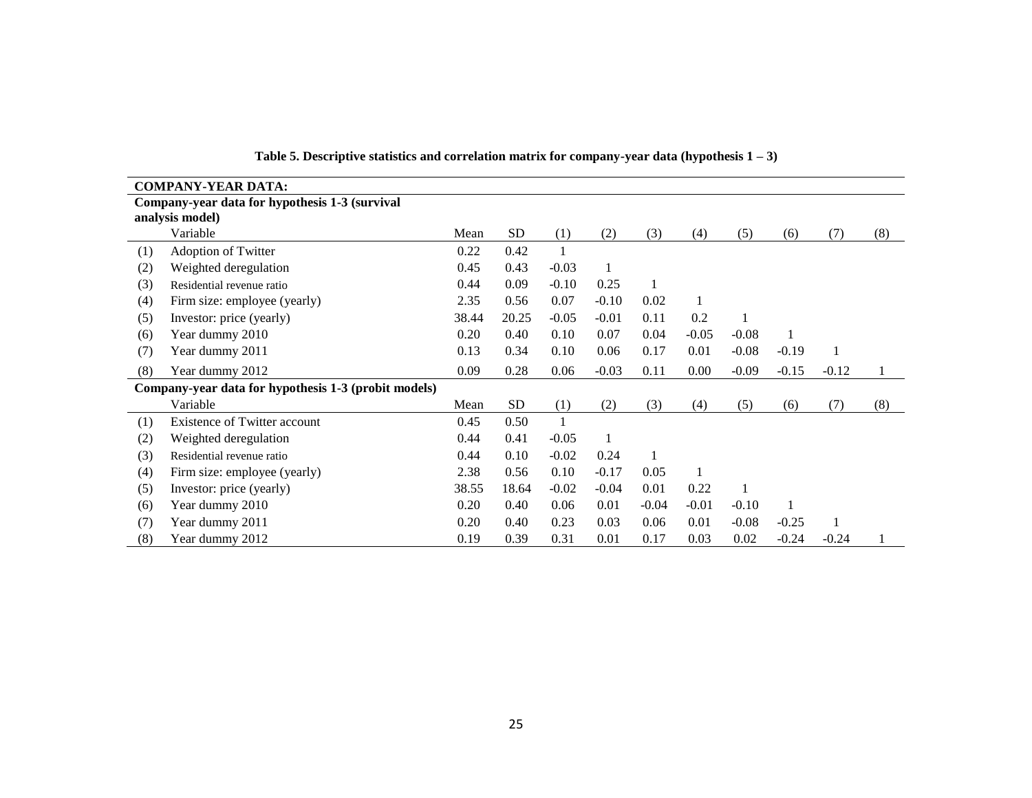**Table 5. Descriptive statistics and correlation matrix for company-year data (hypothesis 1 – 3)**

| | **COMPANY-YEAR DATA:** | | | | | | | | | | |
|---|---|---|---|---|---|---|---|---|---|---|---|
| | **Company-year data for hypothesis 1-3 (survival analysis model)** | | | | | | | | | | |
| | Variable | Mean | SD | (1) | (2) | (3) | (4) | (5) | (6) | (7) | (8) |
| (1) | Adoption of Twitter | 0.22 | 0.42 | 1 | | | | | | | |
| (2) | Weighted deregulation | 0.45 | 0.43 | -0.03 | 1 | | | | | | |
| (3) | Residential revenue ratio | 0.44 | 0.09 | -0.10 | 0.25 | 1 | | | | | |
| (4) | Firm size: employee (yearly) | 2.35 | 0.56 | 0.07 | -0.10 | 0.02 | 1 | | | | |
| (5) | Investor: price (yearly) | 38.44 | 20.25 | -0.05 | -0.01 | 0.11 | 0.2 | 1 | | | |
| (6) | Year dummy 2010 | 0.20 | 0.40 | 0.10 | 0.07 | 0.04 | -0.05 | -0.08 | 1 | | |
| (7) | Year dummy 2011 | 0.13 | 0.34 | 0.10 | 0.06 | 0.17 | 0.01 | -0.08 | -0.19 | 1 | |
| (8) | Year dummy 2012 | 0.09 | 0.28 | 0.06 | -0.03 | 0.11 | 0.00 | -0.09 | -0.15 | -0.12 | 1 |
| | **Company-year data for hypothesis 1-3 (probit models)** | | | | | | | | | | |
| | Variable | Mean | SD | (1) | (2) | (3) | (4) | (5) | (6) | (7) | (8) |
| (1) | Existence of Twitter account | 0.45 | 0.50 | 1 | | | | | | | |
| (2) | Weighted deregulation | 0.44 | 0.41 | -0.05 | 1 | | | | | | |
| (3) | Residential revenue ratio | 0.44 | 0.10 | -0.02 | 0.24 | 1 | | | | | |
| (4) | Firm size: employee (yearly) | 2.38 | 0.56 | 0.10 | -0.17 | 0.05 | 1 | | | | |
| (5) | Investor: price (yearly) | 38.55 | 18.64 | -0.02 | -0.04 | 0.01 | 0.22 | 1 | | | |
| (6) | Year dummy 2010 | 0.20 | 0.40 | 0.06 | 0.01 | -0.04 | -0.01 | -0.10 | 1 | | |
| (7) | Year dummy 2011 | 0.20 | 0.40 | 0.23 | 0.03 | 0.06 | 0.01 | -0.08 | -0.25 | 1 | |
| (8) | Year dummy 2012 | 0.19 | 0.39 | 0.31 | 0.01 | 0.17 | 0.03 | 0.02 | -0.24 | -0.24 | 1 |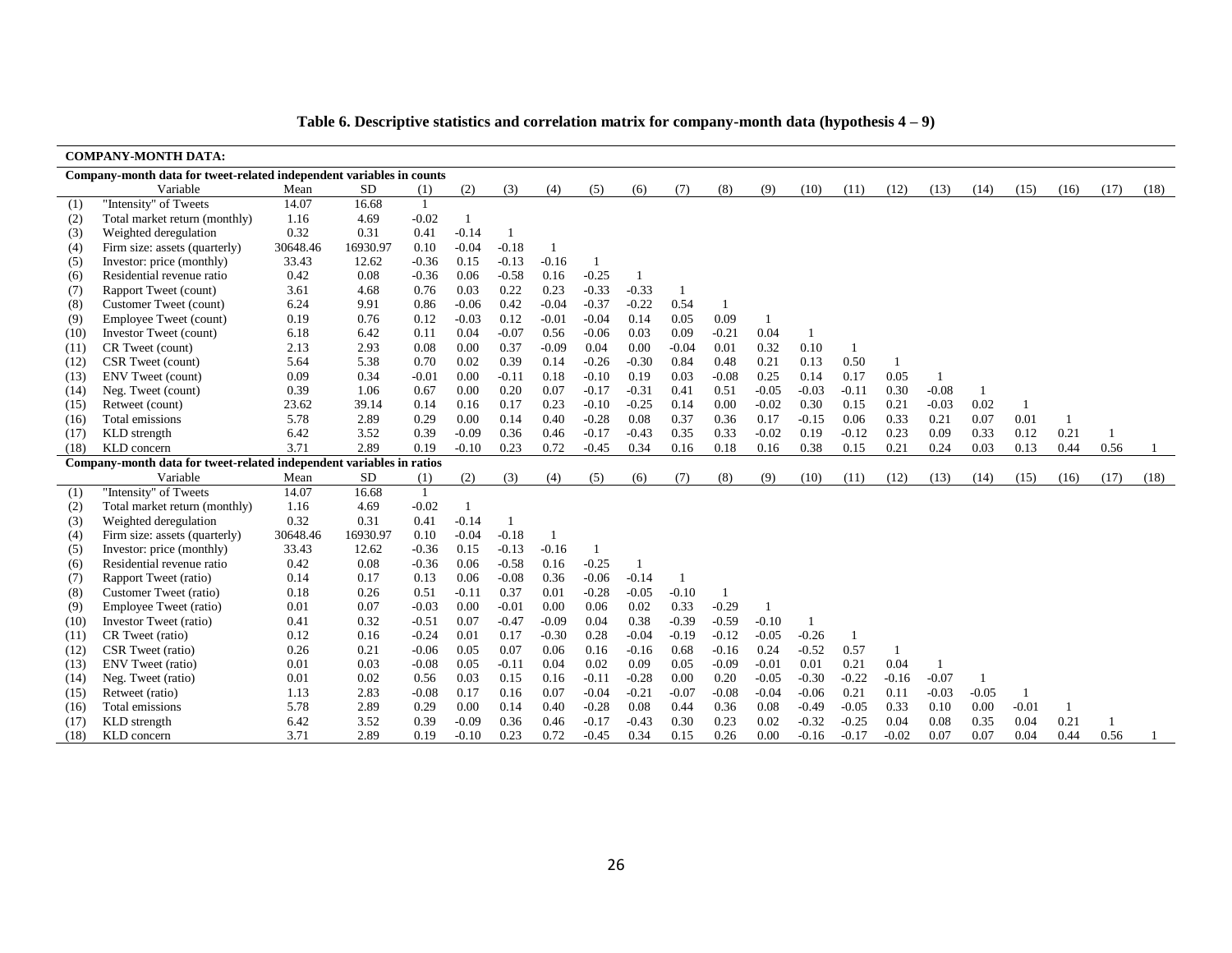**Table 6. Descriptive statistics and correlation matrix for company-month data (hypothesis 4 – 9)**

**COMPANY-MONTH DATA:**

**Company-month data for tweet-related independent variables in counts**

| | Variable | Mean | SD | (1) | (2) | (3) | (4) | (5) | (6) | (7) | (8) | (9) | (10) | (11) | (12) | (13) | (14) | (15) | (16) | (17) | (18) |
|---|---|---|---|---|---|---|---|---|---|---|---|---|---|---|---|---|---|---|---|---|---|
| (1) | "Intensity" of Tweets | 14.07 | 16.68 | 1 | | | | | | | | | | | | | | | | | |
| (2) | Total market return (monthly) | 1.16 | 4.69 | -0.02 | 1 | | | | | | | | | | | | | | | | |
| (3) | Weighted deregulation | 0.32 | 0.31 | 0.41 | -0.14 | 1 | | | | | | | | | | | | | | | |
| (4) | Firm size: assets (quarterly) | 30648.46 | 16930.97 | 0.10 | -0.04 | -0.18 | 1 | | | | | | | | | | | | | | |
| (5) | Investor: price (monthly) | 33.43 | 12.62 | -0.36 | 0.15 | -0.13 | -0.16 | 1 | | | | | | | | | | | | | |
| (6) | Residential revenue ratio | 0.42 | 0.08 | -0.36 | 0.06 | -0.58 | 0.16 | -0.25 | 1 | | | | | | | | | | | | |
| (7) | Rapport Tweet (count) | 3.61 | 4.68 | 0.76 | 0.03 | 0.22 | 0.23 | -0.33 | -0.33 | 1 | | | | | | | | | | | |
| (8) | Customer Tweet (count) | 6.24 | 9.91 | 0.86 | -0.06 | 0.42 | -0.04 | -0.37 | -0.22 | 0.54 | 1 | | | | | | | | | | |
| (9) | Employee Tweet (count) | 0.19 | 0.76 | 0.12 | -0.03 | 0.12 | -0.01 | -0.04 | 0.14 | 0.05 | 0.09 | 1 | | | | | | | | | |
| (10) | Investor Tweet (count) | 6.18 | 6.42 | 0.11 | 0.04 | -0.07 | 0.56 | -0.06 | 0.03 | 0.09 | -0.21 | 0.04 | 1 | | | | | | | | |
| (11) | CR Tweet (count) | 2.13 | 2.93 | 0.08 | 0.00 | 0.37 | -0.09 | 0.04 | 0.00 | -0.04 | 0.01 | 0.32 | 0.10 | 1 | | | | | | | |
| (12) | CSR Tweet (count) | 5.64 | 5.38 | 0.70 | 0.02 | 0.39 | 0.14 | -0.26 | -0.30 | 0.84 | 0.48 | 0.21 | 0.13 | 0.50 | 1 | | | | | | |
| (13) | ENV Tweet (count) | 0.09 | 0.34 | -0.01 | 0.00 | -0.11 | 0.18 | -0.10 | 0.19 | 0.03 | -0.08 | 0.25 | 0.14 | 0.17 | 0.05 | 1 | | | | | |
| (14) | Neg. Tweet (count) | 0.39 | 1.06 | 0.67 | 0.00 | 0.20 | 0.07 | -0.17 | -0.31 | 0.41 | 0.51 | -0.05 | -0.03 | -0.11 | 0.30 | -0.08 | 1 | | | | |
| (15) | Retweet (count) | 23.62 | 39.14 | 0.14 | 0.16 | 0.17 | 0.23 | -0.10 | -0.25 | 0.14 | 0.00 | -0.02 | 0.30 | 0.15 | 0.21 | -0.03 | 0.02 | 1 | | | |
| (16) | Total emissions | 5.78 | 2.89 | 0.29 | 0.00 | 0.14 | 0.40 | -0.28 | 0.08 | 0.37 | 0.36 | 0.17 | -0.15 | 0.06 | 0.33 | 0.21 | 0.07 | 0.01 | 1 | | |
| (17) | KLD strength | 6.42 | 3.52 | 0.39 | -0.09 | 0.36 | 0.46 | -0.17 | -0.43 | 0.35 | 0.33 | -0.02 | 0.19 | -0.12 | 0.23 | 0.09 | 0.33 | 0.12 | 0.21 | 1 | |
| (18) | KLD concern | 3.71 | 2.89 | 0.19 | -0.10 | 0.23 | 0.72 | -0.45 | 0.34 | 0.16 | 0.18 | 0.16 | 0.38 | 0.15 | 0.21 | 0.24 | 0.03 | 0.13 | 0.44 | 0.56 | 1 |

**Company-month data for tweet-related independent variables in ratios**

| | Variable | Mean | SD | (1) | (2) | (3) | (4) | (5) | (6) | (7) | (8) | (9) | (10) | (11) | (12) | (13) | (14) | (15) | (16) | (17) | (18) |
|---|---|---|---|---|---|---|---|---|---|---|---|---|---|---|---|---|---|---|---|---|---|
| (1) | "Intensity" of Tweets | 14.07 | 16.68 | 1 | | | | | | | | | | | | | | | | | |
| (2) | Total market return (monthly) | 1.16 | 4.69 | -0.02 | 1 | | | | | | | | | | | | | | | | |
| (3) | Weighted deregulation | 0.32 | 0.31 | 0.41 | -0.14 | 1 | | | | | | | | | | | | | | | |
| (4) | Firm size: assets (quarterly) | 30648.46 | 16930.97 | 0.10 | -0.04 | -0.18 | 1 | | | | | | | | | | | | | | |
| (5) | Investor: price (monthly) | 33.43 | 12.62 | -0.36 | 0.15 | -0.13 | -0.16 | 1 | | | | | | | | | | | | | |
| (6) | Residential revenue ratio | 0.42 | 0.08 | -0.36 | 0.06 | -0.58 | 0.16 | -0.25 | 1 | | | | | | | | | | | | |
| (7) | Rapport Tweet (ratio) | 0.14 | 0.17 | 0.13 | 0.06 | -0.08 | 0.36 | -0.06 | -0.14 | 1 | | | | | | | | | | | |
| (8) | Customer Tweet (ratio) | 0.18 | 0.26 | 0.51 | -0.11 | 0.37 | 0.01 | -0.28 | -0.05 | -0.10 | 1 | | | | | | | | | | |
| (9) | Employee Tweet (ratio) | 0.01 | 0.07 | -0.03 | 0.00 | -0.01 | 0.00 | 0.06 | 0.02 | 0.33 | -0.29 | 1 | | | | | | | | | |
| (10) | Investor Tweet (ratio) | 0.41 | 0.32 | -0.51 | 0.07 | -0.47 | -0.09 | 0.04 | 0.38 | -0.39 | -0.59 | -0.10 | 1 | | | | | | | | |
| (11) | CR Tweet (ratio) | 0.12 | 0.16 | -0.24 | 0.01 | 0.17 | -0.30 | 0.28 | -0.04 | -0.19 | -0.12 | -0.05 | -0.26 | 1 | | | | | | | |
| (12) | CSR Tweet (ratio) | 0.26 | 0.21 | -0.06 | 0.05 | 0.07 | 0.06 | 0.16 | -0.16 | 0.68 | -0.16 | 0.24 | -0.52 | 0.57 | 1 | | | | | | |
| (13) | ENV Tweet (ratio) | 0.01 | 0.03 | -0.08 | 0.05 | -0.11 | 0.04 | 0.02 | 0.09 | 0.05 | -0.09 | -0.01 | 0.01 | 0.21 | 0.04 | 1 | | | | | |
| (14) | Neg. Tweet (ratio) | 0.01 | 0.02 | 0.56 | 0.03 | 0.15 | 0.16 | -0.11 | -0.28 | 0.00 | 0.20 | -0.05 | -0.30 | -0.22 | -0.16 | -0.07 | 1 | | | | |
| (15) | Retweet (ratio) | 1.13 | 2.83 | -0.08 | 0.17 | 0.16 | 0.07 | -0.04 | -0.21 | -0.07 | -0.08 | -0.04 | -0.06 | 0.21 | 0.11 | -0.03 | -0.05 | 1 | | | |
| (16) | Total emissions | 5.78 | 2.89 | 0.29 | 0.00 | 0.14 | 0.40 | -0.28 | 0.08 | 0.44 | 0.36 | 0.08 | -0.49 | -0.05 | 0.33 | 0.10 | 0.00 | -0.01 | 1 | | |
| (17) | KLD strength | 6.42 | 3.52 | 0.39 | -0.09 | 0.36 | 0.46 | -0.17 | -0.43 | 0.30 | 0.23 | 0.02 | -0.32 | -0.25 | 0.04 | 0.08 | 0.35 | 0.04 | 0.21 | 1 | |
| (18) | KLD concern | 3.71 | 2.89 | 0.19 | -0.10 | 0.23 | 0.72 | -0.45 | 0.34 | 0.15 | 0.26 | 0.00 | -0.16 | -0.17 | -0.02 | 0.07 | 0.07 | 0.04 | 0.44 | 0.56 | 1 |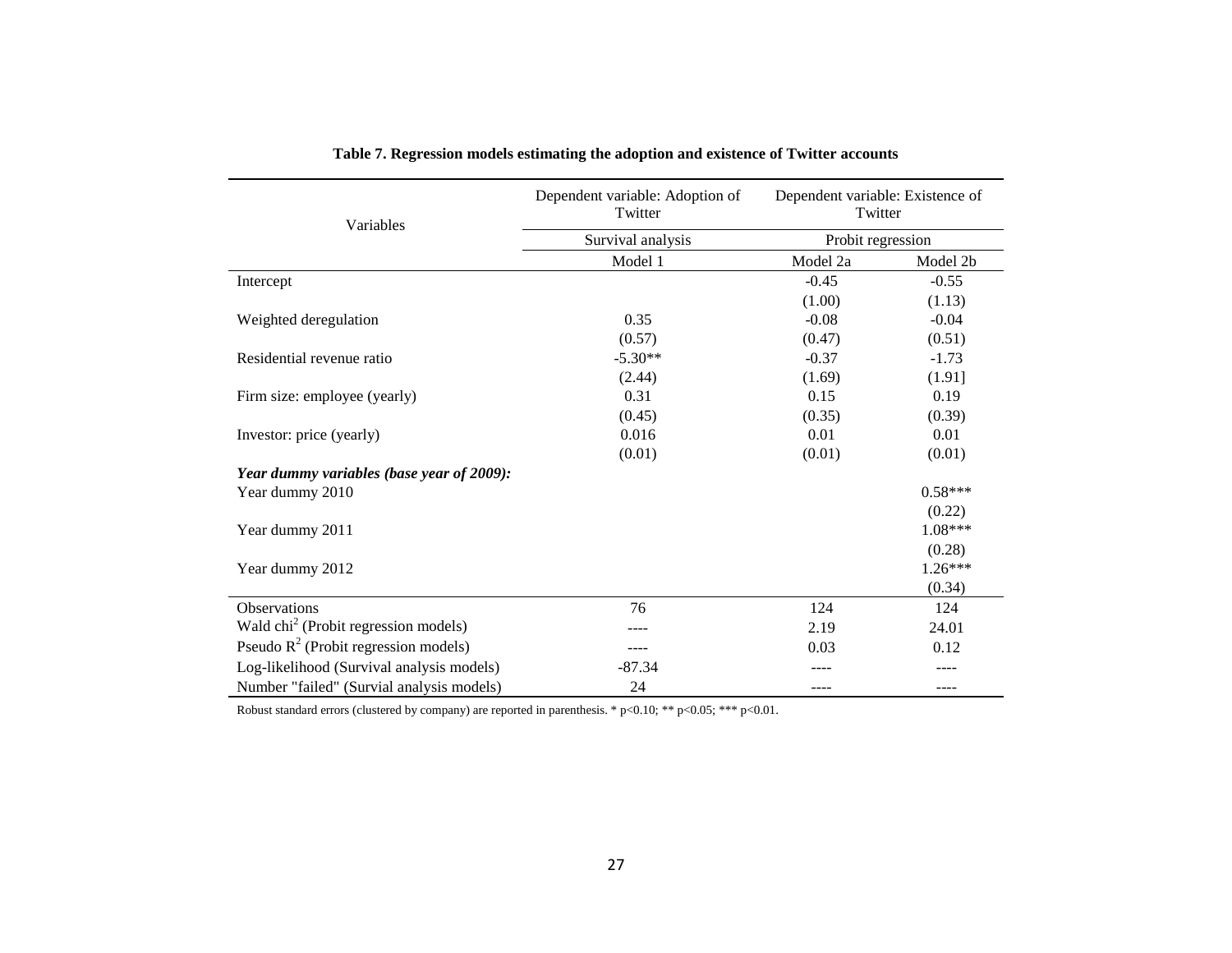**Table 7. Regression models estimating the adoption and existence of Twitter accounts**

| Variables | Dependent variable: Adoption of Twitter | Dependent variable: Existence of Twitter | |
|---|---|---|---|
| | Survival analysis | Probit regression | |
| | Model 1 | Model 2a | Model 2b |
| Intercept | | -0.45 | -0.55 |
| | | (1.00) | (1.13) |
| Weighted deregulation | 0.35 | -0.08 | -0.04 |
| | (0.57) | (0.47) | (0.51) |
| Residential revenue ratio | -5.30** | -0.37 | -1.73 |
| | (2.44) | (1.69) | (1.91] |
| Firm size: employee (yearly) | 0.31 | 0.15 | 0.19 |
| | (0.45) | (0.35) | (0.39) |
| Investor: price (yearly) | 0.016 | 0.01 | 0.01 |
| | (0.01) | (0.01) | (0.01) |
| ***Year dummy variables (base year of 2009):*** | | | |
| Year dummy 2010 | | | 0.58*** |
| | | | (0.22) |
| Year dummy 2011 | | | 1.08*** |
| | | | (0.28) |
| Year dummy 2012 | | | 1.26*** |
| | | | (0.34) |
| Observations | 76 | 124 | 124 |
| Wald $chi^2$ (Probit regression models) | ---- | 2.19 | 24.01 |
| Pseudo $R^2$ (Probit regression models) | ---- | 0.03 | 0.12 |
| Log-likelihood (Survival analysis models) | -87.34 | ---- | ---- |
| Number "failed" (Survial analysis models) | 24 | ---- | ---- |

Robust standard errors (clustered by company) are reported in parenthesis. * $p<0.10$; ** $p<0.05$; *** $p<0.01$.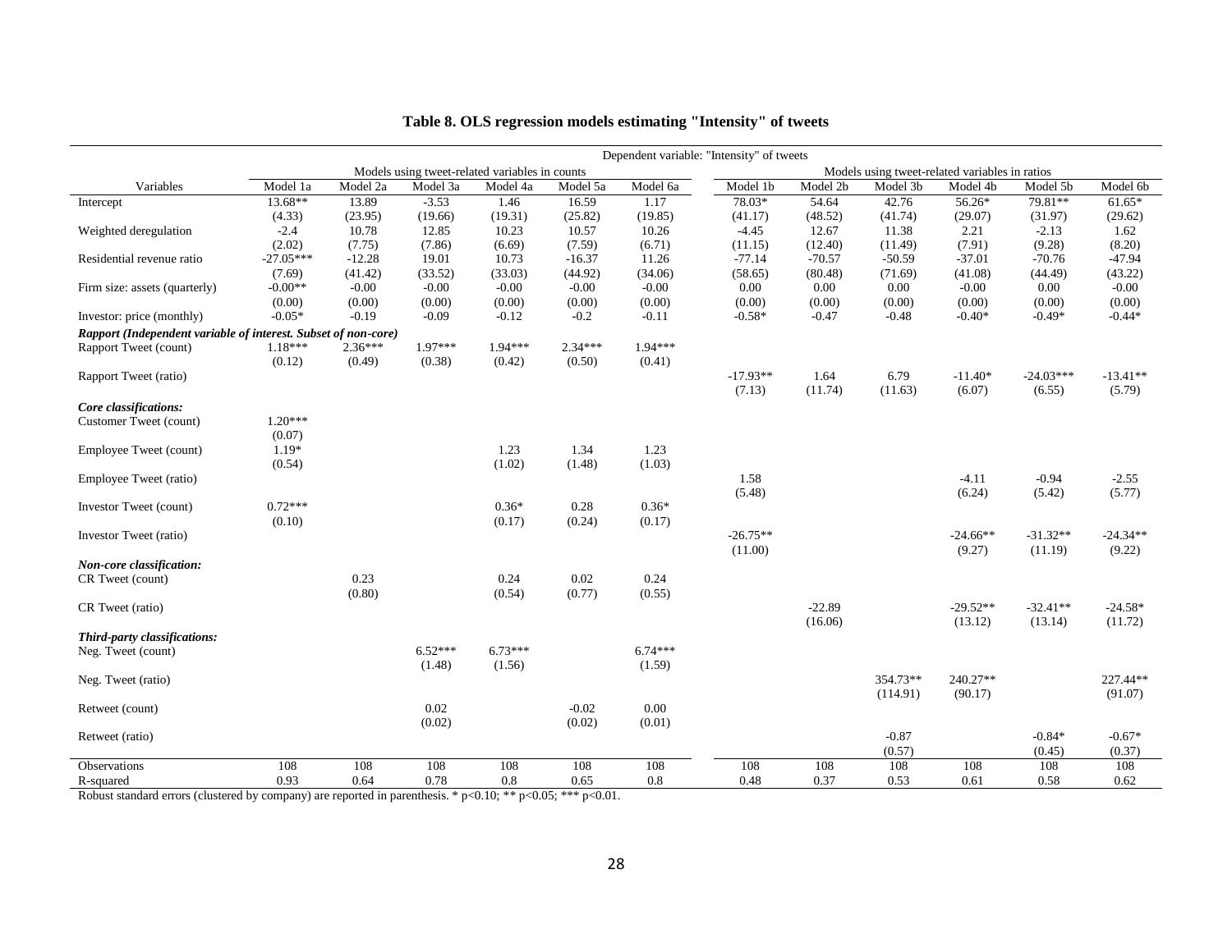**Table 8. OLS regression models estimating "Intensity" of tweets**

| | Dependent variable: "Intensity" of tweets | | | | | | | | | | | |
|---|---|---|---|---|---|---|---|---|---|---|---|---|
| | Models using tweet-related variables in counts | | | | | | Models using tweet-related variables in ratios | | | | | |
| Variables | Model 1a | Model 2a | Model 3a | Model 4a | Model 5a | Model 6a | Model 1b | Model 2b | Model 3b | Model 4b | Model 5b | Model 6b |
| Intercept | 13.68** | 13.89 | -3.53 | 1.46 | 16.59 | 1.17 | 78.03* | 54.64 | 42.76 | 56.26* | 79.81** | 61.65* |
| | (4.33) | (23.95) | (19.66) | (19.31) | (25.82) | (19.85) | (41.17) | (48.52) | (41.74) | (29.07) | (31.97) | (29.62) |
| Weighted deregulation | -2.4 | 10.78 | 12.85 | 10.23 | 10.57 | 10.26 | -4.45 | 12.67 | 11.38 | 2.21 | -2.13 | 1.62 |
| | (2.02) | (7.75) | (7.86) | (6.69) | (7.59) | (6.71) | (11.15) | (12.40) | (11.49) | (7.91) | (9.28) | (8.20) |
| Residential revenue ratio | -27.05*** | -12.28 | 19.01 | 10.73 | -16.37 | 11.26 | -77.14 | -70.57 | -50.59 | -37.01 | -70.76 | -47.94 |
| | (7.69) | (41.42) | (33.52) | (33.03) | (44.92) | (34.06) | (58.65) | (80.48) | (71.69) | (41.08) | (44.49) | (43.22) |
| Firm size: assets (quarterly) | -0.00** | -0.00 | -0.00 | -0.00 | -0.00 | -0.00 | 0.00 | 0.00 | 0.00 | -0.00 | 0.00 | -0.00 |
| | (0.00) | (0.00) | (0.00) | (0.00) | (0.00) | (0.00) | (0.00) | (0.00) | (0.00) | (0.00) | (0.00) | (0.00) |
| Investor: price (monthly) | -0.05* | -0.19 | -0.09 | -0.12 | -0.2 | -0.11 | -0.58* | -0.47 | -0.48 | -0.40* | -0.49* | -0.44* |
| ***Rapport (Independent variable of interest. Subset of non-core)*** | | | | | | | | | | | | |
| Rapport Tweet (count) | 1.18*** | 2.36*** | 1.97*** | 1.94*** | 2.34*** | 1.94*** | | | | | | |
| | (0.12) | (0.49) | (0.38) | (0.42) | (0.50) | (0.41) | | | | | | |
| Rapport Tweet (ratio) | | | | | | | -17.93** | 1.64 | 6.79 | -11.40* | -24.03*** | -13.41** |
| | | | | | | | (7.13) | (11.74) | (11.63) | (6.07) | (6.55) | (5.79) |
| ***Core classifications:*** | | | | | | | | | | | | |
| Customer Tweet (count) | 1.20*** | | | | | | | | | | | |
| | (0.07) | | | | | | | | | | | |
| Employee Tweet (count) | 1.19* | | | 1.23 | 1.34 | 1.23 | | | | | | |
| | (0.54) | | | (1.02) | (1.48) | (1.03) | | | | | | |
| Employee Tweet (ratio) | | | | | | | 1.58 | | | -4.11 | -0.94 | -2.55 |
| | | | | | | | (5.48) | | | (6.24) | (5.42) | (5.77) |
| Investor Tweet (count) | 0.72*** | | | 0.36* | 0.28 | 0.36* | | | | | | |
| | (0.10) | | | (0.17) | (0.24) | (0.17) | | | | | | |
| Investor Tweet (ratio) | | | | | | | -26.75** | | | -24.66** | -31.32** | -24.34** |
| | | | | | | | (11.00) | | | (9.27) | (11.19) | (9.22) |
| ***Non-core classification:*** | | | | | | | | | | | | |
| CR Tweet (count) | | 0.23 | | 0.24 | 0.02 | 0.24 | | | | | | |
| | | (0.80) | | (0.54) | (0.77) | (0.55) | | | | | | |
| CR Tweet (ratio) | | | | | | | | -22.89 | | -29.52** | -32.41** | -24.58* |
| | | | | | | | | (16.06) | | (13.12) | (13.14) | (11.72) |
| ***Third-party classifications:*** | | | | | | | | | | | | |
| Neg. Tweet (count) | | | 6.52*** | 6.73*** | | 6.74*** | | | | | | |
| | | | (1.48) | (1.56) | | (1.59) | | | | | | |
| Neg. Tweet (ratio) | | | | | | | | | 354.73** | 240.27** | | 227.44** |
| | | | | | | | | | (114.91) | (90.17) | | (91.07) |
| Retweet (count) | | | 0.02 | | -0.02 | 0.00 | | | | | | |
| | | | (0.02) | | (0.02) | (0.01) | | | | | | |
| Retweet (ratio) | | | | | | | | | -0.87 | | -0.84* | -0.67* |
| | | | | | | | | | (0.57) | | (0.45) | (0.37) |
| Observations | 108 | 108 | 108 | 108 | 108 | 108 | 108 | 108 | 108 | 108 | 108 | 108 |
| R-squared | 0.93 | 0.64 | 0.78 | 0.8 | 0.65 | 0.8 | 0.48 | 0.37 | 0.53 | 0.61 | 0.58 | 0.62 |

Robust standard errors (clustered by company) are reported in parenthesis. * $p<0.10$; ** $p<0.05$; *** $p<0.01$.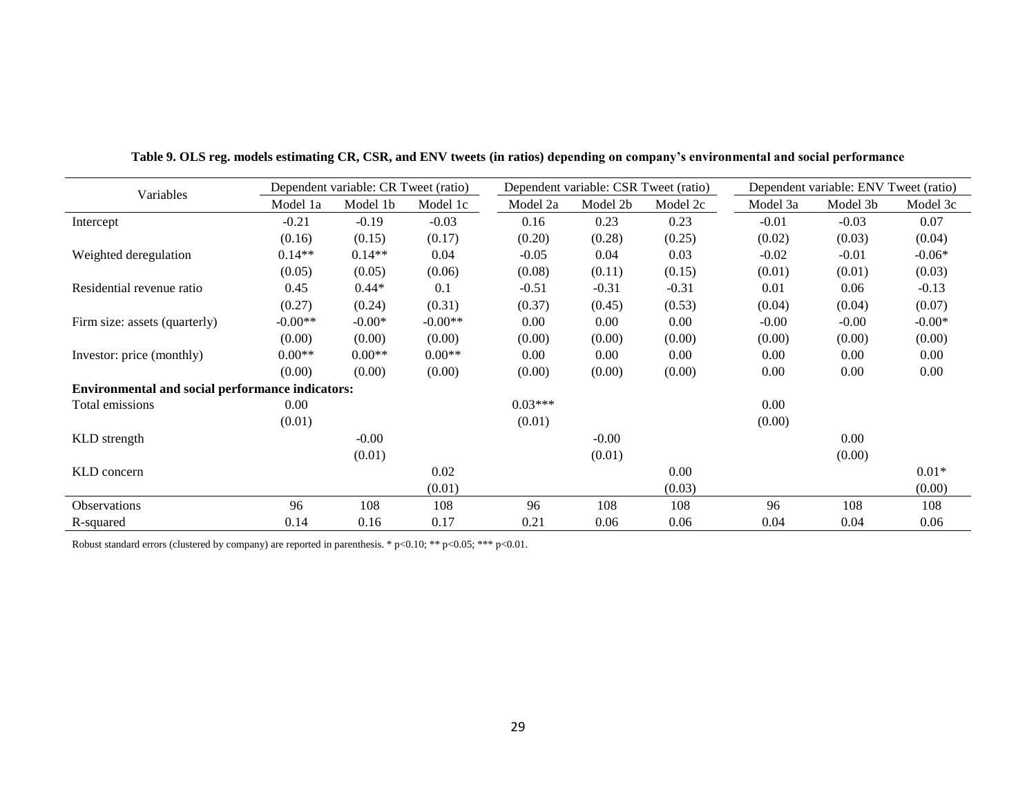**Table 9. OLS reg. models estimating CR, CSR, and ENV tweets (in ratios) depending on company's environmental and social performance**

| Variables | Dependent variable: CR Tweet (ratio) | | | Dependent variable: CSR Tweet (ratio) | | | Dependent variable: ENV Tweet (ratio) | | |
|---|---|---|---|---|---|---|---|---|---|
| | Model 1a | Model 1b | Model 1c | Model 2a | Model 2b | Model 2c | Model 3a | Model 3b | Model 3c |
| Intercept | -0.21 | -0.19 | -0.03 | 0.16 | 0.23 | 0.23 | -0.01 | -0.03 | 0.07 |
| | (0.16) | (0.15) | (0.17) | (0.20) | (0.28) | (0.25) | (0.02) | (0.03) | (0.04) |
| Weighted deregulation | 0.14** | 0.14** | 0.04 | -0.05 | 0.04 | 0.03 | -0.02 | -0.01 | -0.06* |
| | (0.05) | (0.05) | (0.06) | (0.08) | (0.11) | (0.15) | (0.01) | (0.01) | (0.03) |
| Residential revenue ratio | 0.45 | 0.44* | 0.1 | -0.51 | -0.31 | -0.31 | 0.01 | 0.06 | -0.13 |
| | (0.27) | (0.24) | (0.31) | (0.37) | (0.45) | (0.53) | (0.04) | (0.04) | (0.07) |
| Firm size: assets (quarterly) | -0.00** | -0.00* | -0.00** | 0.00 | 0.00 | 0.00 | -0.00 | -0.00 | -0.00* |
| | (0.00) | (0.00) | (0.00) | (0.00) | (0.00) | (0.00) | (0.00) | (0.00) | (0.00) |
| Investor: price (monthly) | 0.00** | 0.00** | 0.00** | 0.00 | 0.00 | 0.00 | 0.00 | 0.00 | 0.00 |
| | (0.00) | (0.00) | (0.00) | (0.00) | (0.00) | (0.00) | 0.00 | 0.00 | 0.00 |
| **Environmental and social performance indicators:** | | | | | | | | | |
| Total emissions | 0.00 | | | 0.03*** | | | 0.00 | | |
| | (0.01) | | | (0.01) | | | (0.00) | | |
| KLD strength | | -0.00 | | | -0.00 | | | 0.00 | |
| | | (0.01) | | | (0.01) | | | (0.00) | |
| KLD concern | | | 0.02 | | | 0.00 | | | 0.01* |
| | | | (0.01) | | | (0.03) | | | (0.00) |
| Observations | 96 | 108 | 108 | 96 | 108 | 108 | 96 | 108 | 108 |
| R-squared | 0.14 | 0.16 | 0.17 | 0.21 | 0.06 | 0.06 | 0.04 | 0.04 | 0.06 |

Robust standard errors (clustered by company) are reported in parenthesis. * p<0.10; ** p<0.05; *** p<0.01.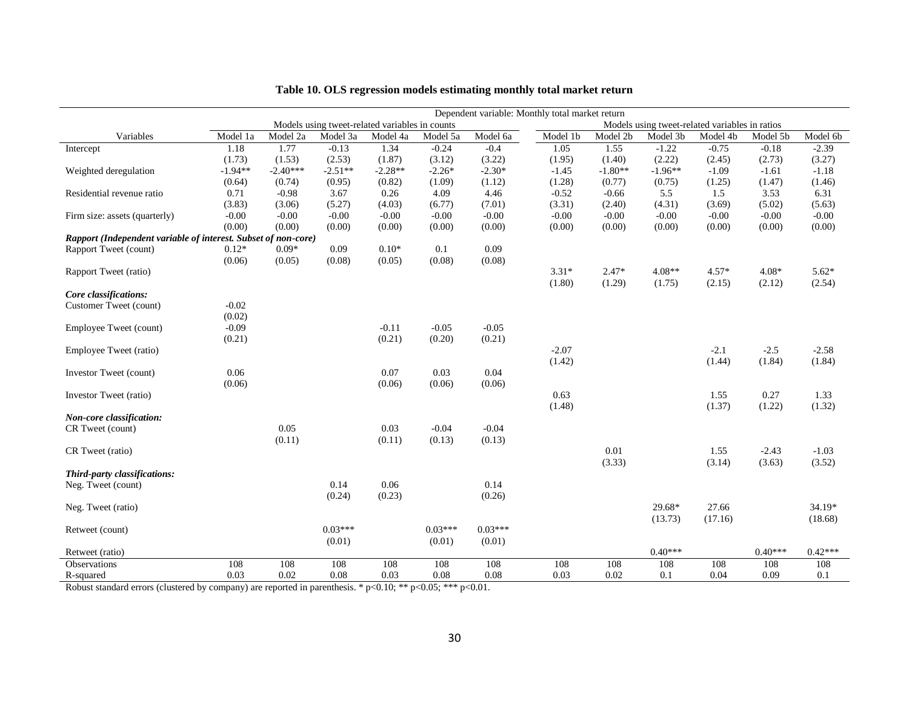**Table 10. OLS regression models estimating monthly total market return**

| | Dependent variable: Monthly total market return | | | | | | | | | | | |
|---|---|---|---|---|---|---|---|---|---|---|---|---|
| | Models using tweet-related variables in counts | | | | | | Models using tweet-related variables in ratios | | | | | |
| Variables | Model 1a | Model 2a | Model 3a | Model 4a | Model 5a | Model 6a | Model 1b | Model 2b | Model 3b | Model 4b | Model 5b | Model 6b |
| Intercept | 1.18 | 1.77 | -0.13 | 1.34 | -0.24 | -0.4 | 1.05 | 1.55 | -1.22 | -0.75 | -0.18 | -2.39 |
| | (1.73) | (1.53) | (2.53) | (1.87) | (3.12) | (3.22) | (1.95) | (1.40) | (2.22) | (2.45) | (2.73) | (3.27) |
| Weighted deregulation | -1.94** | -2.40*** | -2.51** | -2.28** | -2.26* | -2.30* | -1.45 | -1.80** | -1.96** | -1.09 | -1.61 | -1.18 |
| | (0.64) | (0.74) | (0.95) | (0.82) | (1.09) | (1.12) | (1.28) | (0.77) | (0.75) | (1.25) | (1.47) | (1.46) |
| Residential revenue ratio | 0.71 | -0.98 | 3.67 | 0.26 | 4.09 | 4.46 | -0.52 | -0.66 | 5.5 | 1.5 | 3.53 | 6.31 |
| | (3.83) | (3.06) | (5.27) | (4.03) | (6.77) | (7.01) | (3.31) | (2.40) | (4.31) | (3.69) | (5.02) | (5.63) |
| Firm size: assets (quarterly) | -0.00 | -0.00 | -0.00 | -0.00 | -0.00 | -0.00 | -0.00 | -0.00 | -0.00 | -0.00 | -0.00 | -0.00 |
| | (0.00) | (0.00) | (0.00) | (0.00) | (0.00) | (0.00) | (0.00) | (0.00) | (0.00) | (0.00) | (0.00) | (0.00) |
| ***Rapport (Independent variable of interest. Subset of non-core)*** | | | | | | | | | | | | |
| Rapport Tweet (count) | 0.12* | 0.09* | 0.09 | 0.10* | 0.1 | 0.09 | | | | | | |
| | (0.06) | (0.05) | (0.08) | (0.05) | (0.08) | (0.08) | | | | | | |
| Rapport Tweet (ratio) | | | | | | | 3.31* | 2.47* | 4.08** | 4.57* | 4.08* | 5.62* |
| | | | | | | | (1.80) | (1.29) | (1.75) | (2.15) | (2.12) | (2.54) |
| ***Core classifications:*** | | | | | | | | | | | | |
| Customer Tweet (count) | -0.02 | | | | | | | | | | | |
| | (0.02) | | | | | | | | | | | |
| Employee Tweet (count) | -0.09 | | | -0.11 | -0.05 | -0.05 | | | | | | |
| | (0.21) | | | (0.21) | (0.20) | (0.21) | | | | | | |
| Employee Tweet (ratio) | | | | | | | -2.07 | | | -2.1 | -2.5 | -2.58 |
| | | | | | | | (1.42) | | | (1.44) | (1.84) | (1.84) |
| Investor Tweet (count) | 0.06 | | | 0.07 | 0.03 | 0.04 | | | | | | |
| | (0.06) | | | (0.06) | (0.06) | (0.06) | | | | | | |
| Investor Tweet (ratio) | | | | | | | 0.63 | | | 1.55 | 0.27 | 1.33 |
| | | | | | | | (1.48) | | | (1.37) | (1.22) | (1.32) |
| ***Non-core classification:*** | | | | | | | | | | | | |
| CR Tweet (count) | | 0.05 | | 0.03 | -0.04 | -0.04 | | | | | | |
| | | (0.11) | | (0.11) | (0.13) | (0.13) | | | | | | |
| CR Tweet (ratio) | | | | | | | | 0.01 | | 1.55 | -2.43 | -1.03 |
| | | | | | | | | (3.33) | | (3.14) | (3.63) | (3.52) |
| ***Third-party classifications:*** | | | | | | | | | | | | |
| Neg. Tweet (count) | | | 0.14 | 0.06 | | 0.14 | | | | | | |
| | | | (0.24) | (0.23) | | (0.26) | | | | | | |
| Neg. Tweet (ratio) | | | | | | | | | 29.68* | 27.66 | | 34.19* |
| | | | | | | | | | (13.73) | (17.16) | | (18.68) |
| Retweet (count) | | | 0.03*** | | 0.03*** | 0.03*** | | | | | | |
| | | | (0.01) | | (0.01) | (0.01) | | | | | | |
| Retweet (ratio) | | | | | | | | | 0.40*** | | 0.40*** | 0.42*** |
| Observations | 108 | 108 | 108 | 108 | 108 | 108 | 108 | 108 | 108 | 108 | 108 | 108 |
| R-squared | 0.03 | 0.02 | 0.08 | 0.03 | 0.08 | 0.08 | 0.03 | 0.02 | 0.1 | 0.04 | 0.09 | 0.1 |

Robust standard errors (clustered by company) are reported in parenthesis. * p<0.10; ** p<0.05; *** p<0.01.